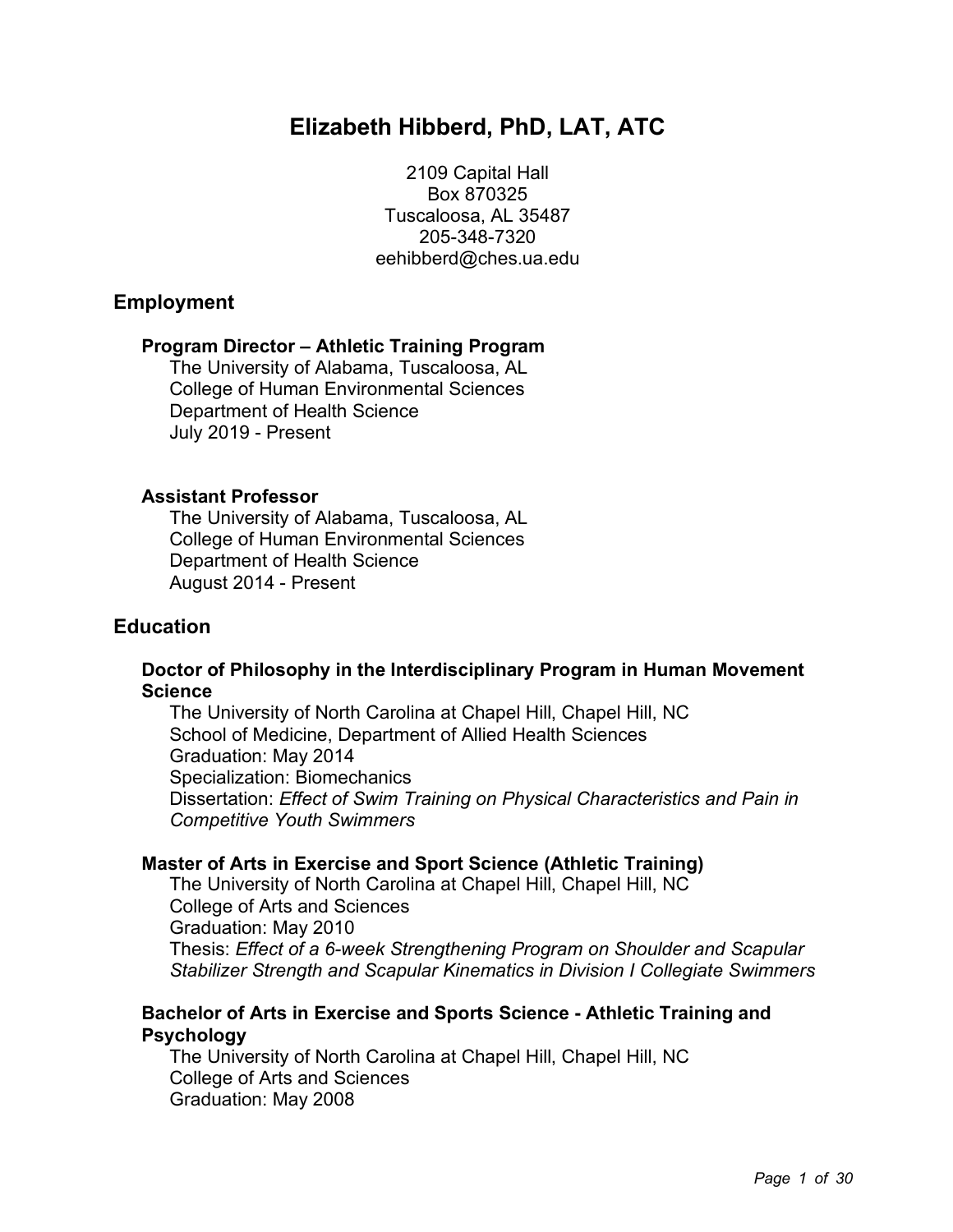# Elizabeth Hibberd, PhD, LAT, ATC

2109 Capital Hall
Box 870325
Tuscaloosa, AL 35487
205-348-7320
eehibberd@ches.ua.edu

## Employment

### Program Director – Athletic Training Program

The University of Alabama, Tuscaloosa, AL
College of Human Environmental Sciences
Department of Health Science
July 2019 - Present

### Assistant Professor

The University of Alabama, Tuscaloosa, AL
College of Human Environmental Sciences
Department of Health Science
August 2014 - Present

## Education

### Doctor of Philosophy in the Interdisciplinary Program in Human Movement Science

The University of North Carolina at Chapel Hill, Chapel Hill, NC
School of Medicine, Department of Allied Health Sciences
Graduation: May 2014
Specialization: Biomechanics
Dissertation: *Effect of Swim Training on Physical Characteristics and Pain in Competitive Youth Swimmers*

### Master of Arts in Exercise and Sport Science (Athletic Training)

The University of North Carolina at Chapel Hill, Chapel Hill, NC
College of Arts and Sciences
Graduation: May 2010
Thesis: *Effect of a 6-week Strengthening Program on Shoulder and Scapular Stabilizer Strength and Scapular Kinematics in Division I Collegiate Swimmers*

### Bachelor of Arts in Exercise and Sports Science - Athletic Training and Psychology

The University of North Carolina at Chapel Hill, Chapel Hill, NC
College of Arts and Sciences
Graduation: May 2008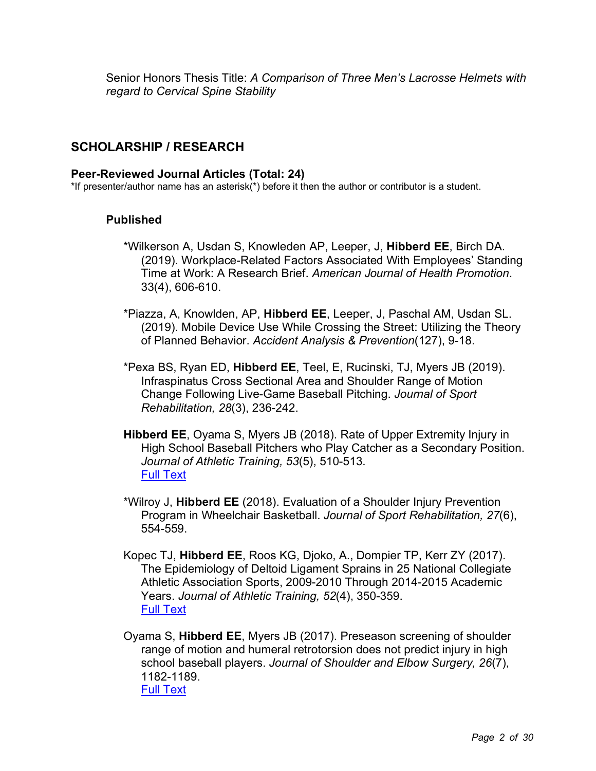Senior Honors Thesis Title: *A Comparison of Three Men's Lacrosse Helmets with regard to Cervical Spine Stability*

## SCHOLARSHIP / RESEARCH

### Peer-Reviewed Journal Articles (Total: 24)

*If presenter/author name has an asterisk(*) before it then the author or contributor is a student.

#### Published

*Wilkerson A, Usdan S, Knowleden AP, Leeper, J, **Hibberd EE**, Birch DA. (2019). Workplace-Related Factors Associated With Employees' Standing Time at Work: A Research Brief. *American Journal of Health Promotion*. 33(4), 606-610.

*Piazza, A, Knowlden, AP, **Hibberd EE**, Leeper, J, Paschal AM, Usdan SL. (2019). Mobile Device Use While Crossing the Street: Utilizing the Theory of Planned Behavior. *Accident Analysis & Prevention*(127), 9-18.

*Pexa BS, Ryan ED, **Hibberd EE**, Teel, E, Rucinski, TJ, Myers JB (2019). Infraspinatus Cross Sectional Area and Shoulder Range of Motion Change Following Live-Game Baseball Pitching. *Journal of Sport Rehabilitation, 28*(3), 236-242.

**Hibberd EE**, Oyama S, Myers JB (2018). Rate of Upper Extremity Injury in High School Baseball Pitchers who Play Catcher as a Secondary Position. *Journal of Athletic Training, 53*(5), 510-513. Full Text

*Wilroy J, **Hibberd EE** (2018). Evaluation of a Shoulder Injury Prevention Program in Wheelchair Basketball. *Journal of Sport Rehabilitation, 27*(6), 554-559.

Kopec TJ, **Hibberd EE**, Roos KG, Djoko, A., Dompier TP, Kerr ZY (2017). The Epidemiology of Deltoid Ligament Sprains in 25 National Collegiate Athletic Association Sports, 2009-2010 Through 2014-2015 Academic Years. *Journal of Athletic Training, 52*(4), 350-359. Full Text

Oyama S, **Hibberd EE**, Myers JB (2017). Preseason screening of shoulder range of motion and humeral retrotorsion does not predict injury in high school baseball players. *Journal of Shoulder and Elbow Surgery, 26*(7), 1182-1189. Full Text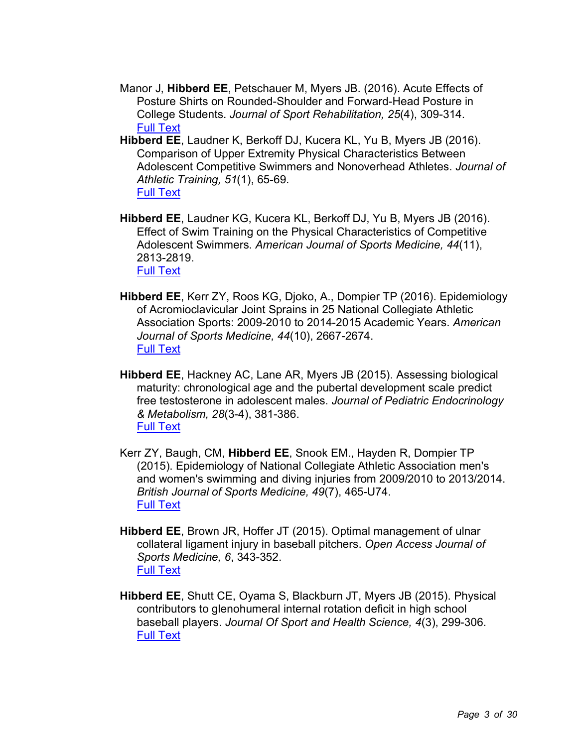Manor J, **Hibberd EE**, Petschauer M, Myers JB. (2016). Acute Effects of Posture Shirts on Rounded-Shoulder and Forward-Head Posture in College Students. *Journal of Sport Rehabilitation, 25*(4), 309-314. Full Text

**Hibberd EE**, Laudner K, Berkoff DJ, Kucera KL, Yu B, Myers JB (2016). Comparison of Upper Extremity Physical Characteristics Between Adolescent Competitive Swimmers and Nonoverhead Athletes. *Journal of Athletic Training, 51*(1), 65-69. Full Text

**Hibberd EE**, Laudner KG, Kucera KL, Berkoff DJ, Yu B, Myers JB (2016). Effect of Swim Training on the Physical Characteristics of Competitive Adolescent Swimmers. *American Journal of Sports Medicine, 44*(11), 2813-2819. Full Text

**Hibberd EE**, Kerr ZY, Roos KG, Djoko, A., Dompier TP (2016). Epidemiology of Acromioclavicular Joint Sprains in 25 National Collegiate Athletic Association Sports: 2009-2010 to 2014-2015 Academic Years. *American Journal of Sports Medicine, 44*(10), 2667-2674. Full Text

**Hibberd EE**, Hackney AC, Lane AR, Myers JB (2015). Assessing biological maturity: chronological age and the pubertal development scale predict free testosterone in adolescent males. *Journal of Pediatric Endocrinology & Metabolism, 28*(3-4), 381-386. Full Text

Kerr ZY, Baugh, CM, **Hibberd EE**, Snook EM., Hayden R, Dompier TP (2015). Epidemiology of National Collegiate Athletic Association men's and women's swimming and diving injuries from 2009/2010 to 2013/2014. *British Journal of Sports Medicine, 49*(7), 465-U74. Full Text

**Hibberd EE**, Brown JR, Hoffer JT (2015). Optimal management of ulnar collateral ligament injury in baseball pitchers. *Open Access Journal of Sports Medicine, 6*, 343-352. Full Text

**Hibberd EE**, Shutt CE, Oyama S, Blackburn JT, Myers JB (2015). Physical contributors to glenohumeral internal rotation deficit in high school baseball players. *Journal Of Sport and Health Science, 4*(3), 299-306. Full Text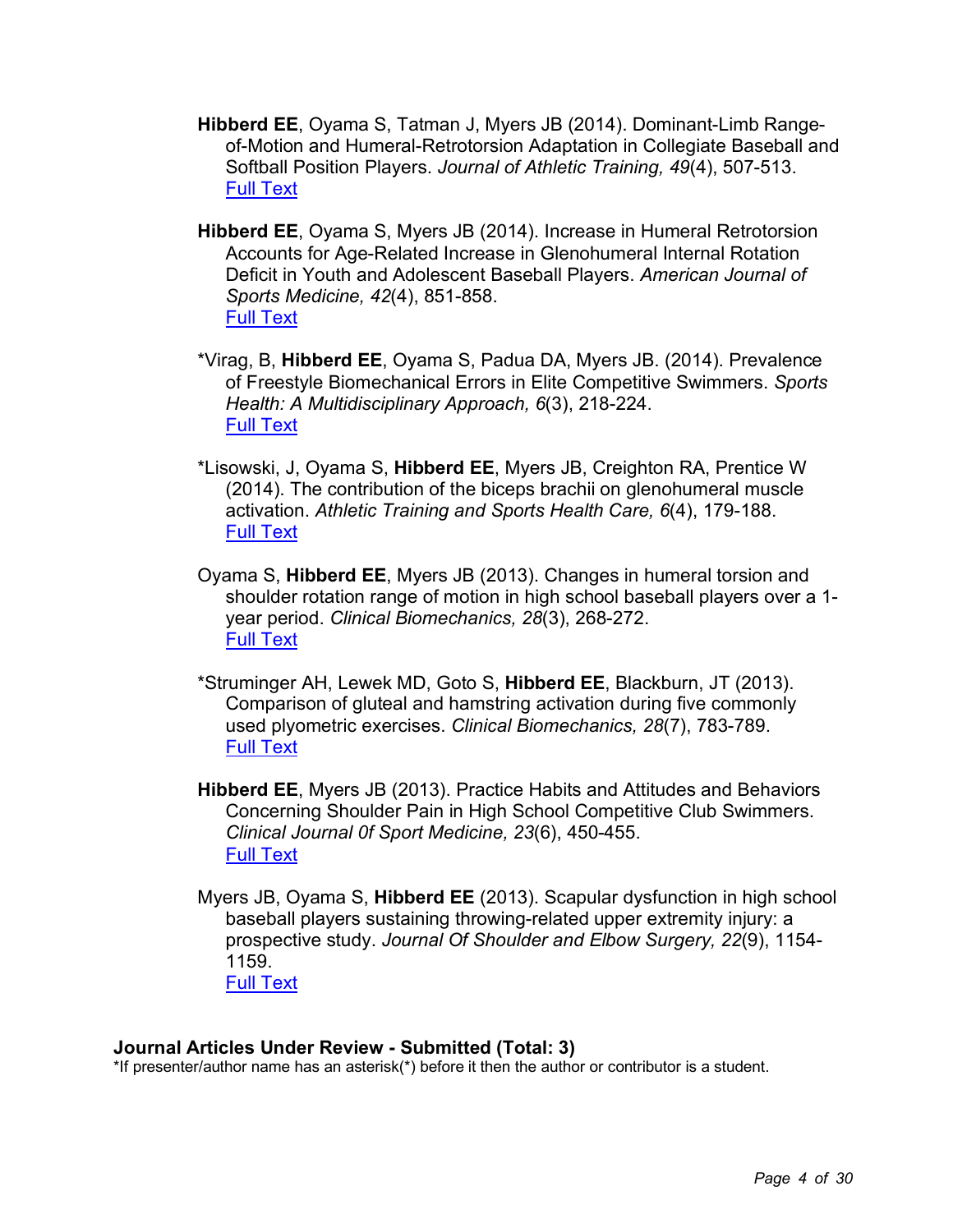**Hibberd EE**, Oyama S, Tatman J, Myers JB (2014). Dominant-Limb Range-of-Motion and Humeral-Retrotorsion Adaptation in Collegiate Baseball and Softball Position Players. *Journal of Athletic Training, 49*(4), 507-513.
Full Text

**Hibberd EE**, Oyama S, Myers JB (2014). Increase in Humeral Retrotorsion Accounts for Age-Related Increase in Glenohumeral Internal Rotation Deficit in Youth and Adolescent Baseball Players. *American Journal of Sports Medicine, 42*(4), 851-858.
Full Text

*Virag, B, **Hibberd EE**, Oyama S, Padua DA, Myers JB. (2014). Prevalence of Freestyle Biomechanical Errors in Elite Competitive Swimmers. *Sports Health: A Multidisciplinary Approach, 6*(3), 218-224.
Full Text

*Lisowski, J, Oyama S, **Hibberd EE**, Myers JB, Creighton RA, Prentice W (2014). The contribution of the biceps brachii on glenohumeral muscle activation. *Athletic Training and Sports Health Care, 6*(4), 179-188.
Full Text

Oyama S, **Hibberd EE**, Myers JB (2013). Changes in humeral torsion and shoulder rotation range of motion in high school baseball players over a 1-year period. *Clinical Biomechanics, 28*(3), 268-272.
Full Text

*Struminger AH, Lewek MD, Goto S, **Hibberd EE**, Blackburn, JT (2013). Comparison of gluteal and hamstring activation during five commonly used plyometric exercises. *Clinical Biomechanics, 28*(7), 783-789.
Full Text

**Hibberd EE**, Myers JB (2013). Practice Habits and Attitudes and Behaviors Concerning Shoulder Pain in High School Competitive Club Swimmers. *Clinical Journal 0f Sport Medicine, 23*(6), 450-455.
Full Text

Myers JB, Oyama S, **Hibberd EE** (2013). Scapular dysfunction in high school baseball players sustaining throwing-related upper extremity injury: a prospective study. *Journal Of Shoulder and Elbow Surgery, 22*(9), 1154-1159.
Full Text

### Journal Articles Under Review - Submitted (Total: 3)

*If presenter/author name has an asterisk(*) before it then the author or contributor is a student.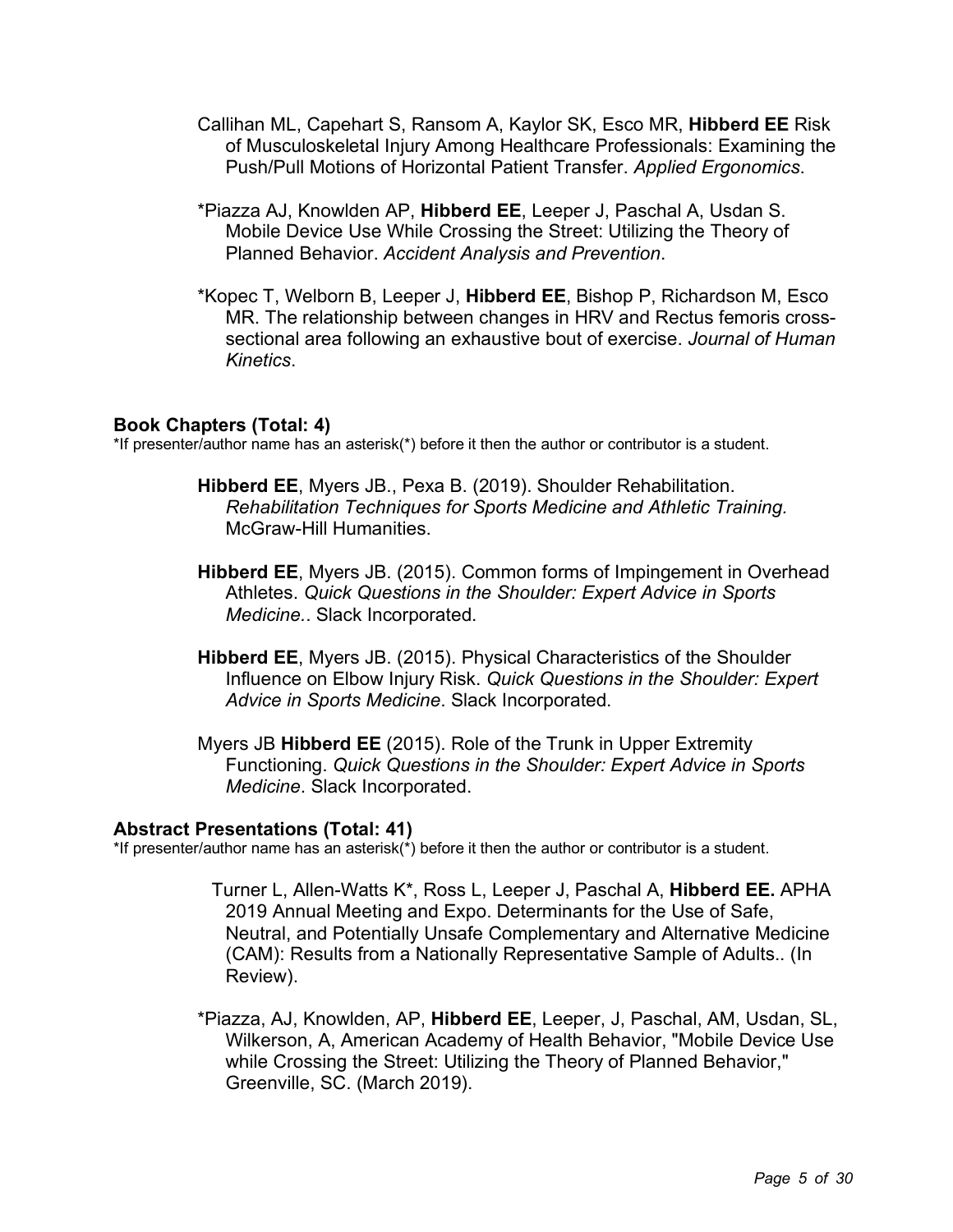Callihan ML, Capehart S, Ransom A, Kaylor SK, Esco MR, **Hibberd EE** Risk of Musculoskeletal Injury Among Healthcare Professionals: Examining the Push/Pull Motions of Horizontal Patient Transfer. *Applied Ergonomics*.

*Piazza AJ, Knowlden AP, **Hibberd EE**, Leeper J, Paschal A, Usdan S. Mobile Device Use While Crossing the Street: Utilizing the Theory of Planned Behavior. *Accident Analysis and Prevention*.

*Kopec T, Welborn B, Leeper J, **Hibberd EE**, Bishop P, Richardson M, Esco MR. The relationship between changes in HRV and Rectus femoris cross-sectional area following an exhaustive bout of exercise. *Journal of Human Kinetics*.

### Book Chapters (Total: 4)

*If presenter/author name has an asterisk(*) before it then the author or contributor is a student.

**Hibberd EE**, Myers JB., Pexa B. (2019). Shoulder Rehabilitation. *Rehabilitation Techniques for Sports Medicine and Athletic Training.* McGraw-Hill Humanities.

**Hibberd EE**, Myers JB. (2015). Common forms of Impingement in Overhead Athletes. *Quick Questions in the Shoulder: Expert Advice in Sports Medicine.*. Slack Incorporated.

**Hibberd EE**, Myers JB. (2015). Physical Characteristics of the Shoulder Influence on Elbow Injury Risk. *Quick Questions in the Shoulder: Expert Advice in Sports Medicine*. Slack Incorporated.

Myers JB **Hibberd EE** (2015). Role of the Trunk in Upper Extremity Functioning. *Quick Questions in the Shoulder: Expert Advice in Sports Medicine*. Slack Incorporated.

### Abstract Presentations (Total: 41)

*If presenter/author name has an asterisk(*) before it then the author or contributor is a student.

Turner L, Allen-Watts K*, Ross L, Leeper J, Paschal A, **Hibberd EE.** APHA 2019 Annual Meeting and Expo. Determinants for the Use of Safe, Neutral, and Potentially Unsafe Complementary and Alternative Medicine (CAM): Results from a Nationally Representative Sample of Adults.. (In Review).

*Piazza, AJ, Knowlden, AP, **Hibberd EE**, Leeper, J, Paschal, AM, Usdan, SL, Wilkerson, A, American Academy of Health Behavior, "Mobile Device Use while Crossing the Street: Utilizing the Theory of Planned Behavior," Greenville, SC. (March 2019).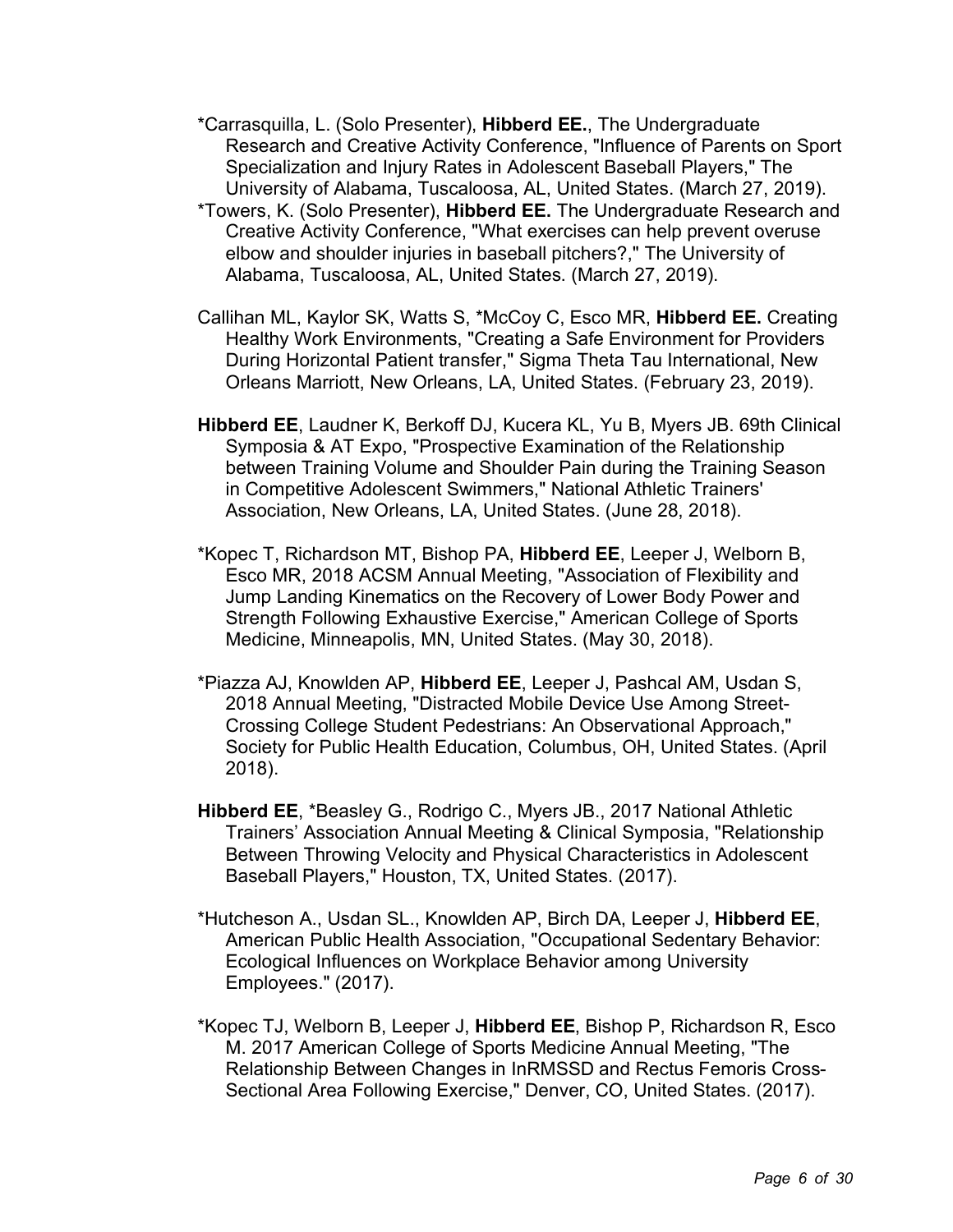*Carrasquilla, L. (Solo Presenter), **Hibberd EE.**, The Undergraduate Research and Creative Activity Conference, "Influence of Parents on Sport Specialization and Injury Rates in Adolescent Baseball Players," The University of Alabama, Tuscaloosa, AL, United States. (March 27, 2019).

*Towers, K. (Solo Presenter), **Hibberd EE.** The Undergraduate Research and Creative Activity Conference, "What exercises can help prevent overuse elbow and shoulder injuries in baseball pitchers?," The University of Alabama, Tuscaloosa, AL, United States. (March 27, 2019).

Callihan ML, Kaylor SK, Watts S, *McCoy C, Esco MR, **Hibberd EE.** Creating Healthy Work Environments, "Creating a Safe Environment for Providers During Horizontal Patient transfer," Sigma Theta Tau International, New Orleans Marriott, New Orleans, LA, United States. (February 23, 2019).

**Hibberd EE**, Laudner K, Berkoff DJ, Kucera KL, Yu B, Myers JB. 69th Clinical Symposia & AT Expo, "Prospective Examination of the Relationship between Training Volume and Shoulder Pain during the Training Season in Competitive Adolescent Swimmers," National Athletic Trainers' Association, New Orleans, LA, United States. (June 28, 2018).

*Kopec T, Richardson MT, Bishop PA, **Hibberd EE**, Leeper J, Welborn B, Esco MR, 2018 ACSM Annual Meeting, "Association of Flexibility and Jump Landing Kinematics on the Recovery of Lower Body Power and Strength Following Exhaustive Exercise," American College of Sports Medicine, Minneapolis, MN, United States. (May 30, 2018).

*Piazza AJ, Knowlden AP, **Hibberd EE**, Leeper J, Pashcal AM, Usdan S, 2018 Annual Meeting, "Distracted Mobile Device Use Among Street-Crossing College Student Pedestrians: An Observational Approach," Society for Public Health Education, Columbus, OH, United States. (April 2018).

**Hibberd EE**, *Beasley G., Rodrigo C., Myers JB., 2017 National Athletic Trainers' Association Annual Meeting & Clinical Symposia, "Relationship Between Throwing Velocity and Physical Characteristics in Adolescent Baseball Players," Houston, TX, United States. (2017).

*Hutcheson A., Usdan SL., Knowlden AP, Birch DA, Leeper J, **Hibberd EE**, American Public Health Association, "Occupational Sedentary Behavior: Ecological Influences on Workplace Behavior among University Employees." (2017).

*Kopec TJ, Welborn B, Leeper J, **Hibberd EE**, Bishop P, Richardson R, Esco M. 2017 American College of Sports Medicine Annual Meeting, "The Relationship Between Changes in lnRMSSD and Rectus Femoris Cross-Sectional Area Following Exercise," Denver, CO, United States. (2017).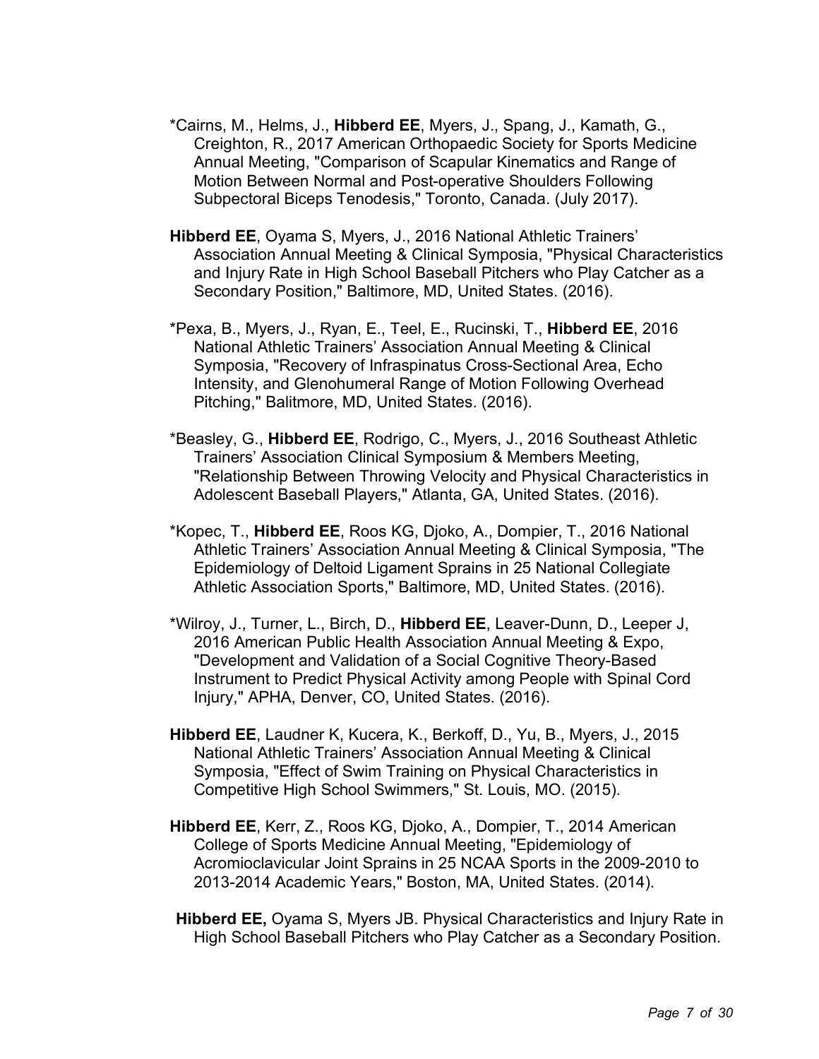*Cairns, M., Helms, J., **Hibberd EE**, Myers, J., Spang, J., Kamath, G., Creighton, R., 2017 American Orthopaedic Society for Sports Medicine Annual Meeting, "Comparison of Scapular Kinematics and Range of Motion Between Normal and Post-operative Shoulders Following Subpectoral Biceps Tenodesis," Toronto, Canada. (July 2017).

**Hibberd EE**, Oyama S, Myers, J., 2016 National Athletic Trainers' Association Annual Meeting & Clinical Symposia, "Physical Characteristics and Injury Rate in High School Baseball Pitchers who Play Catcher as a Secondary Position," Baltimore, MD, United States. (2016).

*Pexa, B., Myers, J., Ryan, E., Teel, E., Rucinski, T., **Hibberd EE**, 2016 National Athletic Trainers' Association Annual Meeting & Clinical Symposia, "Recovery of Infraspinatus Cross-Sectional Area, Echo Intensity, and Glenohumeral Range of Motion Following Overhead Pitching," Balitmore, MD, United States. (2016).

*Beasley, G., **Hibberd EE**, Rodrigo, C., Myers, J., 2016 Southeast Athletic Trainers' Association Clinical Symposium & Members Meeting, "Relationship Between Throwing Velocity and Physical Characteristics in Adolescent Baseball Players," Atlanta, GA, United States. (2016).

*Kopec, T., **Hibberd EE**, Roos KG, Djoko, A., Dompier, T., 2016 National Athletic Trainers' Association Annual Meeting & Clinical Symposia, "The Epidemiology of Deltoid Ligament Sprains in 25 National Collegiate Athletic Association Sports," Baltimore, MD, United States. (2016).

*Wilroy, J., Turner, L., Birch, D., **Hibberd EE**, Leaver-Dunn, D., Leeper J, 2016 American Public Health Association Annual Meeting & Expo, "Development and Validation of a Social Cognitive Theory-Based Instrument to Predict Physical Activity among People with Spinal Cord Injury," APHA, Denver, CO, United States. (2016).

**Hibberd EE**, Laudner K, Kucera, K., Berkoff, D., Yu, B., Myers, J., 2015 National Athletic Trainers' Association Annual Meeting & Clinical Symposia, "Effect of Swim Training on Physical Characteristics in Competitive High School Swimmers," St. Louis, MO. (2015).

**Hibberd EE**, Kerr, Z., Roos KG, Djoko, A., Dompier, T., 2014 American College of Sports Medicine Annual Meeting, "Epidemiology of Acromioclavicular Joint Sprains in 25 NCAA Sports in the 2009-2010 to 2013-2014 Academic Years," Boston, MA, United States. (2014).

**Hibberd EE,** Oyama S, Myers JB. Physical Characteristics and Injury Rate in High School Baseball Pitchers who Play Catcher as a Secondary Position.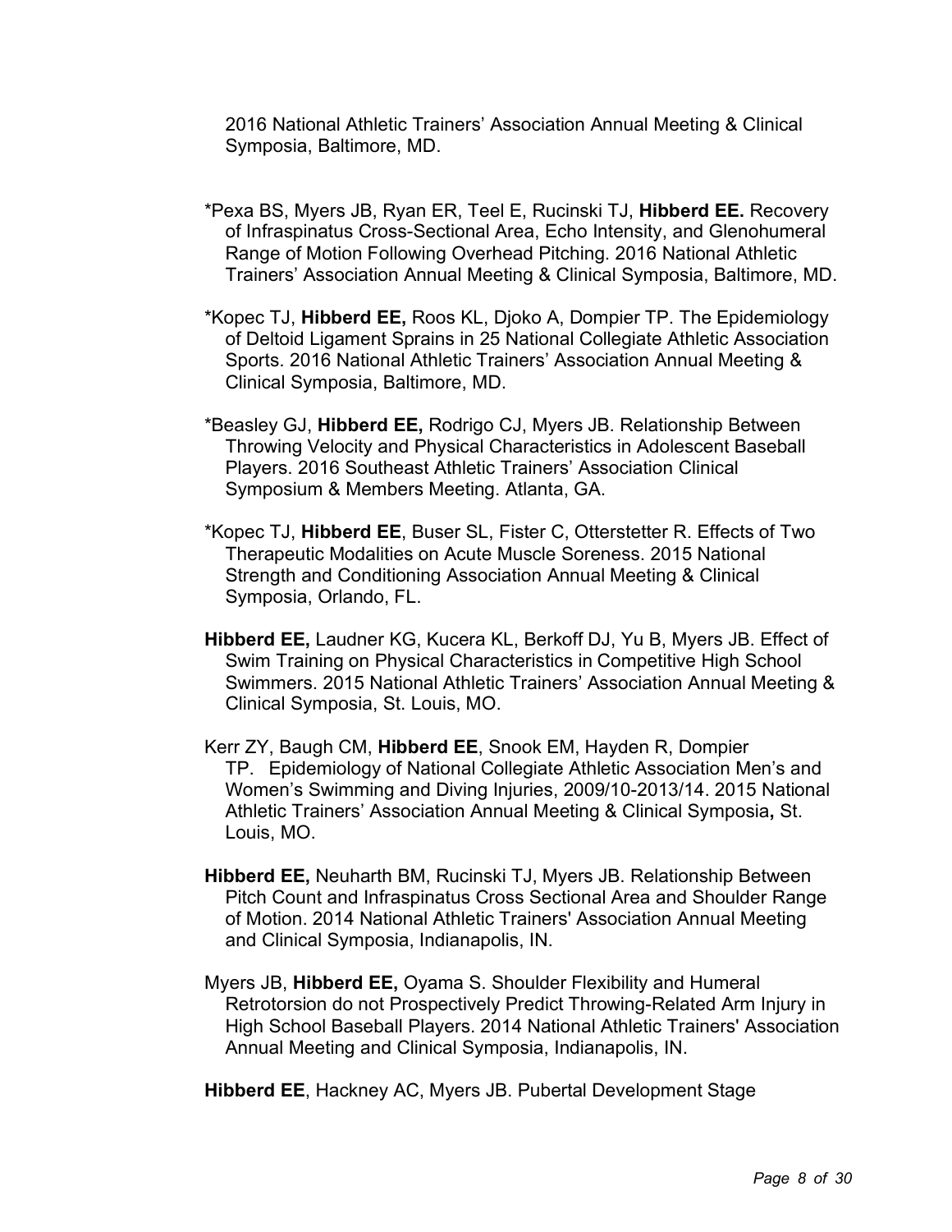2016 National Athletic Trainers’ Association Annual Meeting & Clinical Symposia, Baltimore, MD.

*Pexa BS, Myers JB, Ryan ER, Teel E, Rucinski TJ, **Hibberd EE.** Recovery of Infraspinatus Cross-Sectional Area, Echo Intensity, and Glenohumeral Range of Motion Following Overhead Pitching. 2016 National Athletic Trainers’ Association Annual Meeting & Clinical Symposia, Baltimore, MD.

*Kopec TJ, **Hibberd EE,** Roos KL, Djoko A, Dompier TP. The Epidemiology of Deltoid Ligament Sprains in 25 National Collegiate Athletic Association Sports. 2016 National Athletic Trainers’ Association Annual Meeting & Clinical Symposia, Baltimore, MD.

*Beasley GJ, **Hibberd EE,** Rodrigo CJ, Myers JB. Relationship Between Throwing Velocity and Physical Characteristics in Adolescent Baseball Players. 2016 Southeast Athletic Trainers’ Association Clinical Symposium & Members Meeting. Atlanta, GA.

*Kopec TJ, **Hibberd EE**, Buser SL, Fister C, Otterstetter R. Effects of Two Therapeutic Modalities on Acute Muscle Soreness. 2015 National Strength and Conditioning Association Annual Meeting & Clinical Symposia, Orlando, FL.

**Hibberd EE,** Laudner KG, Kucera KL, Berkoff DJ, Yu B, Myers JB. Effect of Swim Training on Physical Characteristics in Competitive High School Swimmers. 2015 National Athletic Trainers’ Association Annual Meeting & Clinical Symposia, St. Louis, MO.

Kerr ZY, Baugh CM, **Hibberd EE**, Snook EM, Hayden R, Dompier TP. Epidemiology of National Collegiate Athletic Association Men’s and Women’s Swimming and Diving Injuries, 2009/10-2013/14. 2015 National Athletic Trainers’ Association Annual Meeting & Clinical Symposia, St. Louis, MO.

**Hibberd EE,** Neuharth BM, Rucinski TJ, Myers JB. Relationship Between Pitch Count and Infraspinatus Cross Sectional Area and Shoulder Range of Motion. 2014 National Athletic Trainers' Association Annual Meeting and Clinical Symposia, Indianapolis, IN.

Myers JB, **Hibberd EE,** Oyama S. Shoulder Flexibility and Humeral Retrotorsion do not Prospectively Predict Throwing-Related Arm Injury in High School Baseball Players. 2014 National Athletic Trainers' Association Annual Meeting and Clinical Symposia, Indianapolis, IN.

**Hibberd EE**, Hackney AC, Myers JB. Pubertal Development Stage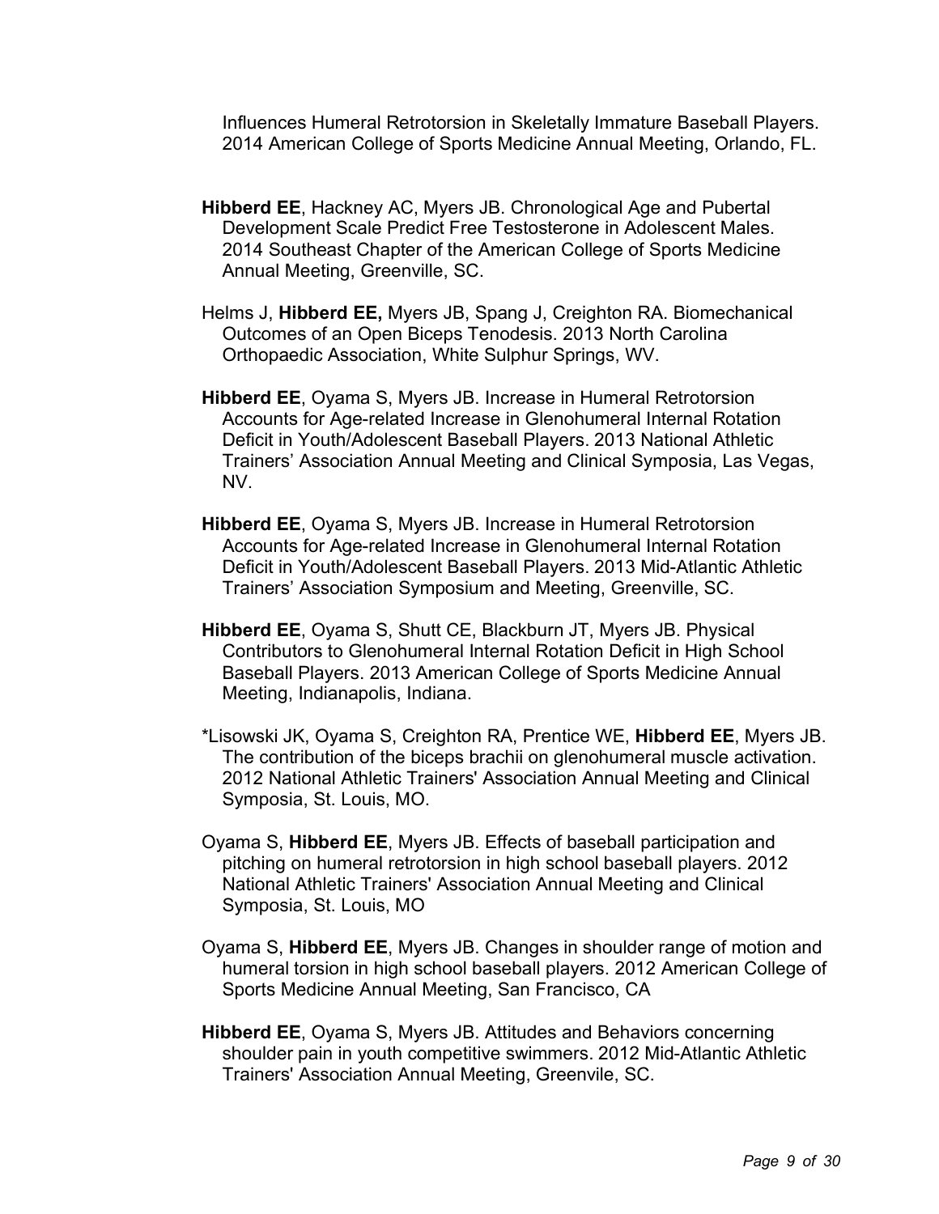Influences Humeral Retrotorsion in Skeletally Immature Baseball Players. 2014 American College of Sports Medicine Annual Meeting, Orlando, FL.

**Hibberd EE**, Hackney AC, Myers JB. Chronological Age and Pubertal Development Scale Predict Free Testosterone in Adolescent Males. 2014 Southeast Chapter of the American College of Sports Medicine Annual Meeting, Greenville, SC.

Helms J, **Hibberd EE,** Myers JB, Spang J, Creighton RA. Biomechanical Outcomes of an Open Biceps Tenodesis. 2013 North Carolina Orthopaedic Association, White Sulphur Springs, WV.

**Hibberd EE**, Oyama S, Myers JB. Increase in Humeral Retrotorsion Accounts for Age-related Increase in Glenohumeral Internal Rotation Deficit in Youth/Adolescent Baseball Players. 2013 National Athletic Trainers' Association Annual Meeting and Clinical Symposia, Las Vegas, NV.

**Hibberd EE**, Oyama S, Myers JB. Increase in Humeral Retrotorsion Accounts for Age-related Increase in Glenohumeral Internal Rotation Deficit in Youth/Adolescent Baseball Players. 2013 Mid-Atlantic Athletic Trainers' Association Symposium and Meeting, Greenville, SC.

**Hibberd EE**, Oyama S, Shutt CE, Blackburn JT, Myers JB. Physical Contributors to Glenohumeral Internal Rotation Deficit in High School Baseball Players. 2013 American College of Sports Medicine Annual Meeting, Indianapolis, Indiana.

*Lisowski JK, Oyama S, Creighton RA, Prentice WE, **Hibberd EE**, Myers JB. The contribution of the biceps brachii on glenohumeral muscle activation. 2012 National Athletic Trainers' Association Annual Meeting and Clinical Symposia, St. Louis, MO.

Oyama S, **Hibberd EE**, Myers JB. Effects of baseball participation and pitching on humeral retrotorsion in high school baseball players. 2012 National Athletic Trainers' Association Annual Meeting and Clinical Symposia, St. Louis, MO

Oyama S, **Hibberd EE**, Myers JB. Changes in shoulder range of motion and humeral torsion in high school baseball players. 2012 American College of Sports Medicine Annual Meeting, San Francisco, CA

**Hibberd EE**, Oyama S, Myers JB. Attitudes and Behaviors concerning shoulder pain in youth competitive swimmers. 2012 Mid-Atlantic Athletic Trainers' Association Annual Meeting, Greenvile, SC.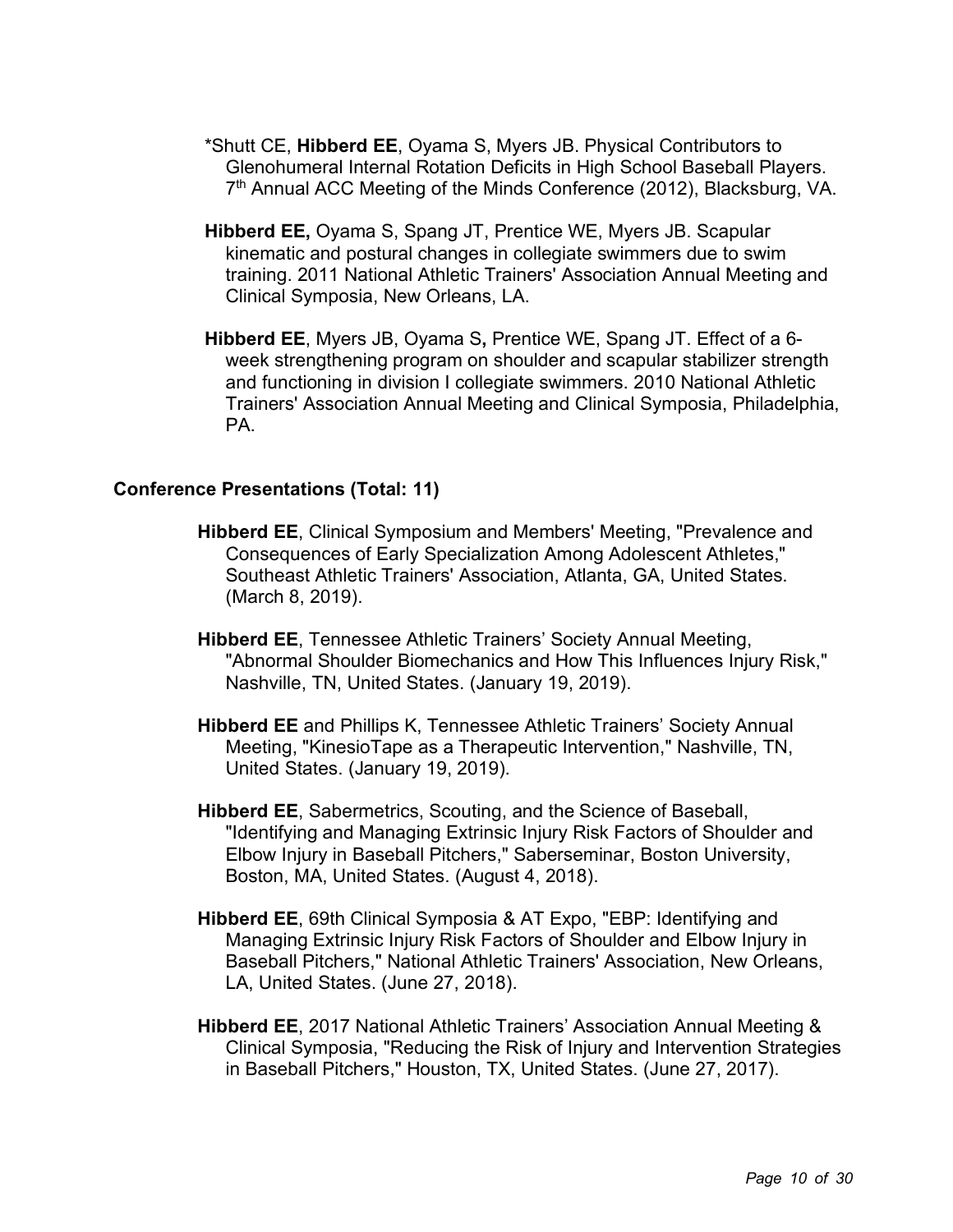*Shutt CE, **Hibberd EE**, Oyama S, Myers JB. Physical Contributors to Glenohumeral Internal Rotation Deficits in High School Baseball Players. 7th Annual ACC Meeting of the Minds Conference (2012), Blacksburg, VA.

**Hibberd EE,** Oyama S, Spang JT, Prentice WE, Myers JB. Scapular kinematic and postural changes in collegiate swimmers due to swim training. 2011 National Athletic Trainers' Association Annual Meeting and Clinical Symposia, New Orleans, LA.

**Hibberd EE**, Myers JB, Oyama S**,** Prentice WE, Spang JT. Effect of a 6-week strengthening program on shoulder and scapular stabilizer strength and functioning in division I collegiate swimmers. 2010 National Athletic Trainers' Association Annual Meeting and Clinical Symposia, Philadelphia, PA.

**Conference Presentations (Total: 11)**

**Hibberd EE**, Clinical Symposium and Members' Meeting, "Prevalence and Consequences of Early Specialization Among Adolescent Athletes," Southeast Athletic Trainers' Association, Atlanta, GA, United States. (March 8, 2019).

**Hibberd EE**, Tennessee Athletic Trainers' Society Annual Meeting, "Abnormal Shoulder Biomechanics and How This Influences Injury Risk," Nashville, TN, United States. (January 19, 2019).

**Hibberd EE** and Phillips K, Tennessee Athletic Trainers' Society Annual Meeting, "KinesioTape as a Therapeutic Intervention," Nashville, TN, United States. (January 19, 2019).

**Hibberd EE**, Sabermetrics, Scouting, and the Science of Baseball, "Identifying and Managing Extrinsic Injury Risk Factors of Shoulder and Elbow Injury in Baseball Pitchers," Saberseminar, Boston University, Boston, MA, United States. (August 4, 2018).

**Hibberd EE**, 69th Clinical Symposia & AT Expo, "EBP: Identifying and Managing Extrinsic Injury Risk Factors of Shoulder and Elbow Injury in Baseball Pitchers," National Athletic Trainers' Association, New Orleans, LA, United States. (June 27, 2018).

**Hibberd EE**, 2017 National Athletic Trainers' Association Annual Meeting & Clinical Symposia, "Reducing the Risk of Injury and Intervention Strategies in Baseball Pitchers," Houston, TX, United States. (June 27, 2017).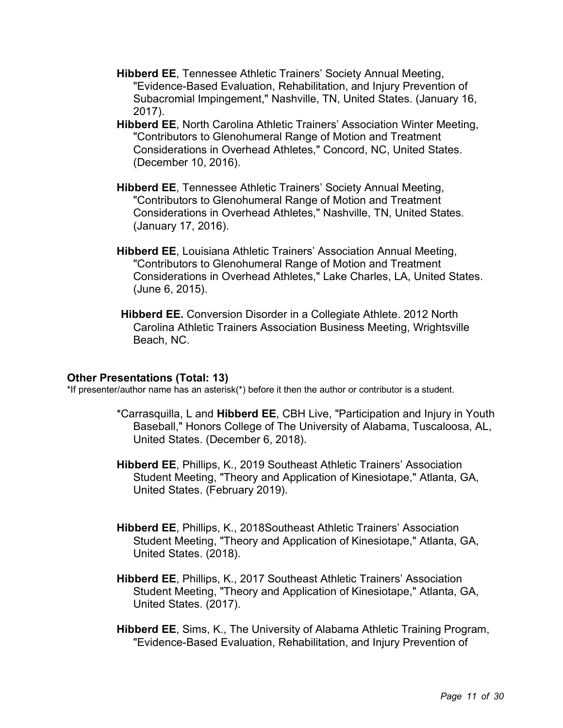**Hibberd EE**, Tennessee Athletic Trainers' Society Annual Meeting, "Evidence-Based Evaluation, Rehabilitation, and Injury Prevention of Subacromial Impingement," Nashville, TN, United States. (January 16, 2017).

**Hibberd EE**, North Carolina Athletic Trainers' Association Winter Meeting, "Contributors to Glenohumeral Range of Motion and Treatment Considerations in Overhead Athletes," Concord, NC, United States. (December 10, 2016).

**Hibberd EE**, Tennessee Athletic Trainers' Society Annual Meeting, "Contributors to Glenohumeral Range of Motion and Treatment Considerations in Overhead Athletes," Nashville, TN, United States. (January 17, 2016).

**Hibberd EE**, Louisiana Athletic Trainers' Association Annual Meeting, "Contributors to Glenohumeral Range of Motion and Treatment Considerations in Overhead Athletes," Lake Charles, LA, United States. (June 6, 2015).

**Hibberd EE.** Conversion Disorder in a Collegiate Athlete. 2012 North Carolina Athletic Trainers Association Business Meeting, Wrightsville Beach, NC.

### Other Presentations (Total: 13)

*If presenter/author name has an asterisk(*) before it then the author or contributor is a student.

*Carrasquilla, L and **Hibberd EE**, CBH Live, "Participation and Injury in Youth Baseball," Honors College of The University of Alabama, Tuscaloosa, AL, United States. (December 6, 2018).

**Hibberd EE**, Phillips, K., 2019 Southeast Athletic Trainers' Association Student Meeting, "Theory and Application of Kinesiotape," Atlanta, GA, United States. (February 2019).

**Hibberd EE**, Phillips, K., 2018Southeast Athletic Trainers' Association Student Meeting, "Theory and Application of Kinesiotape," Atlanta, GA, United States. (2018).

**Hibberd EE**, Phillips, K., 2017 Southeast Athletic Trainers' Association Student Meeting, "Theory and Application of Kinesiotape," Atlanta, GA, United States. (2017).

**Hibberd EE**, Sims, K., The University of Alabama Athletic Training Program, "Evidence-Based Evaluation, Rehabilitation, and Injury Prevention of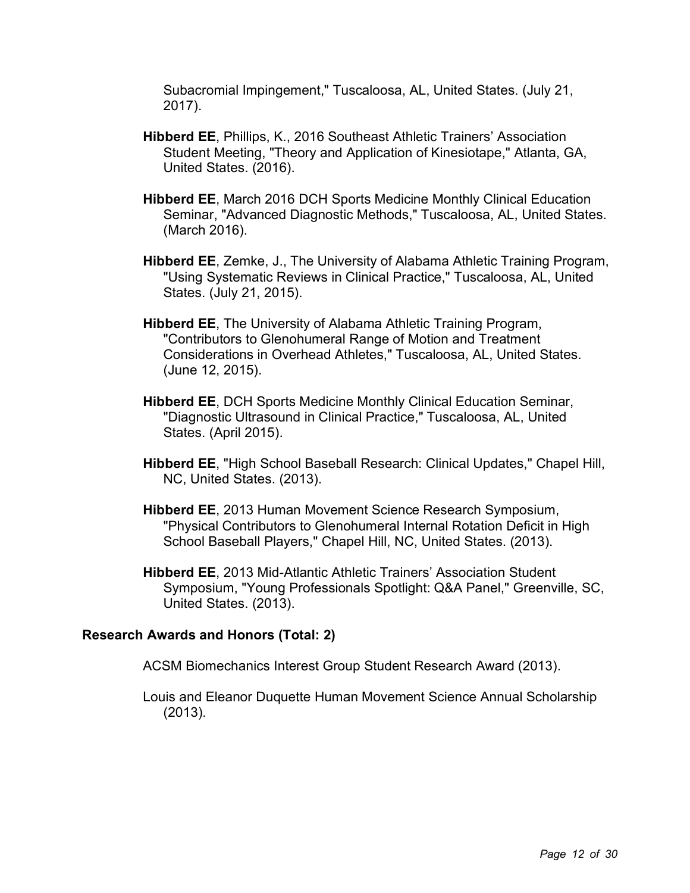Subacromial Impingement," Tuscaloosa, AL, United States. (July 21, 2017).

**Hibberd EE**, Phillips, K., 2016 Southeast Athletic Trainers' Association Student Meeting, "Theory and Application of Kinesiotape," Atlanta, GA, United States. (2016).

**Hibberd EE**, March 2016 DCH Sports Medicine Monthly Clinical Education Seminar, "Advanced Diagnostic Methods," Tuscaloosa, AL, United States. (March 2016).

**Hibberd EE**, Zemke, J., The University of Alabama Athletic Training Program, "Using Systematic Reviews in Clinical Practice," Tuscaloosa, AL, United States. (July 21, 2015).

**Hibberd EE**, The University of Alabama Athletic Training Program, "Contributors to Glenohumeral Range of Motion and Treatment Considerations in Overhead Athletes," Tuscaloosa, AL, United States. (June 12, 2015).

**Hibberd EE**, DCH Sports Medicine Monthly Clinical Education Seminar, "Diagnostic Ultrasound in Clinical Practice," Tuscaloosa, AL, United States. (April 2015).

**Hibberd EE**, "High School Baseball Research: Clinical Updates," Chapel Hill, NC, United States. (2013).

**Hibberd EE**, 2013 Human Movement Science Research Symposium, "Physical Contributors to Glenohumeral Internal Rotation Deficit in High School Baseball Players," Chapel Hill, NC, United States. (2013).

**Hibberd EE**, 2013 Mid-Atlantic Athletic Trainers' Association Student Symposium, "Young Professionals Spotlight: Q&A Panel," Greenville, SC, United States. (2013).

**Research Awards and Honors (Total: 2)**

ACSM Biomechanics Interest Group Student Research Award (2013).

Louis and Eleanor Duquette Human Movement Science Annual Scholarship (2013).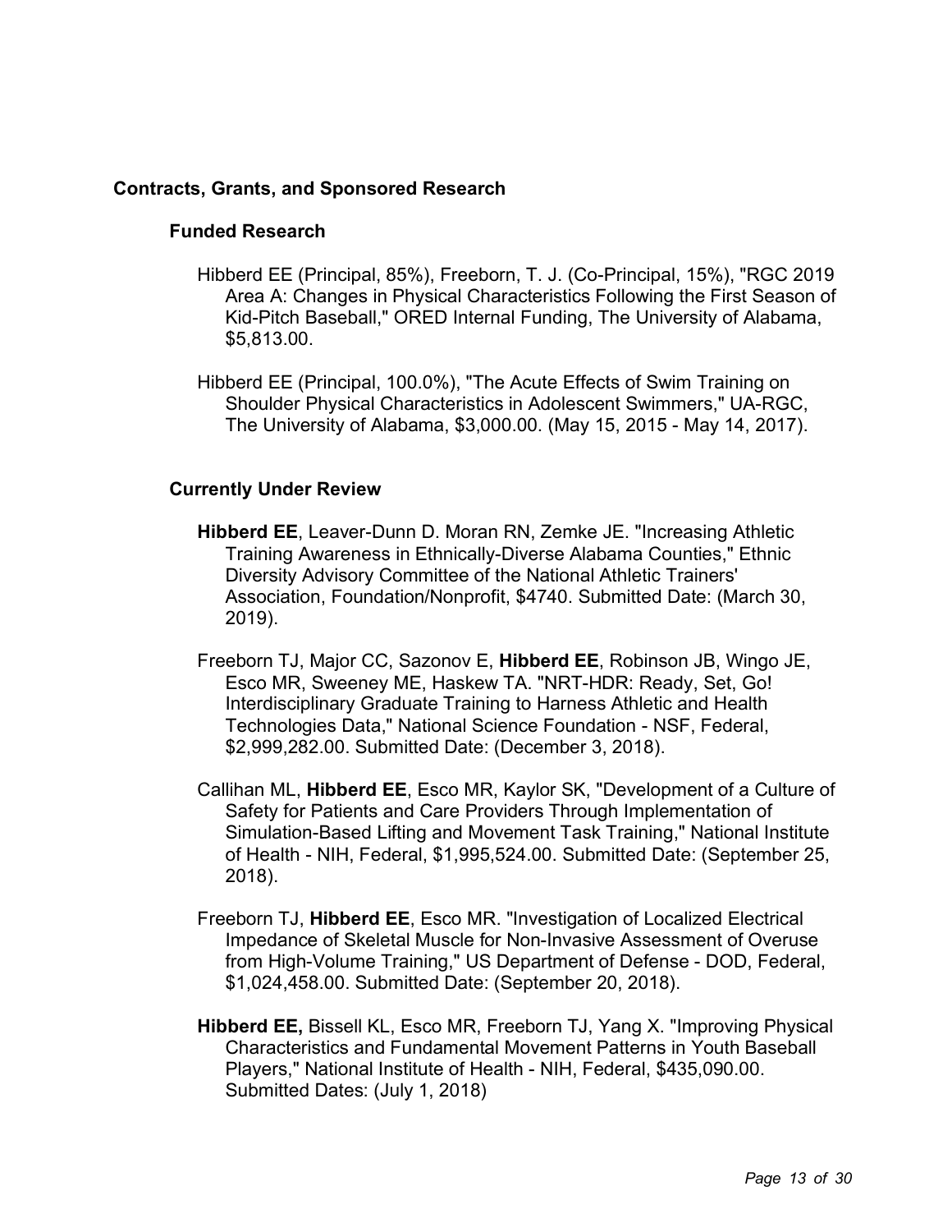## Contracts, Grants, and Sponsored Research

### Funded Research

Hibberd EE (Principal, 85%), Freeborn, T. J. (Co-Principal, 15%), "RGC 2019 Area A: Changes in Physical Characteristics Following the First Season of Kid-Pitch Baseball," ORED Internal Funding, The University of Alabama, $5,813.00.

Hibberd EE (Principal, 100.0%), "The Acute Effects of Swim Training on Shoulder Physical Characteristics in Adolescent Swimmers," UA-RGC, The University of Alabama, $3,000.00. (May 15, 2015 - May 14, 2017).

### Currently Under Review

**Hibberd EE**, Leaver-Dunn D. Moran RN, Zemke JE. "Increasing Athletic Training Awareness in Ethnically-Diverse Alabama Counties," Ethnic Diversity Advisory Committee of the National Athletic Trainers' Association, Foundation/Nonprofit, $4740. Submitted Date: (March 30, 2019).

Freeborn TJ, Major CC, Sazonov E, **Hibberd EE**, Robinson JB, Wingo JE, Esco MR, Sweeney ME, Haskew TA. "NRT-HDR: Ready, Set, Go! Interdisciplinary Graduate Training to Harness Athletic and Health Technologies Data," National Science Foundation - NSF, Federal, $2,999,282.00. Submitted Date: (December 3, 2018).

Callihan ML, **Hibberd EE**, Esco MR, Kaylor SK, "Development of a Culture of Safety for Patients and Care Providers Through Implementation of Simulation-Based Lifting and Movement Task Training," National Institute of Health - NIH, Federal, $1,995,524.00. Submitted Date: (September 25, 2018).

Freeborn TJ, **Hibberd EE**, Esco MR. "Investigation of Localized Electrical Impedance of Skeletal Muscle for Non-Invasive Assessment of Overuse from High-Volume Training," US Department of Defense - DOD, Federal, $1,024,458.00. Submitted Date: (September 20, 2018).

**Hibberd EE,** Bissell KL, Esco MR, Freeborn TJ, Yang X. "Improving Physical Characteristics and Fundamental Movement Patterns in Youth Baseball Players," National Institute of Health - NIH, Federal, $435,090.00. Submitted Dates: (July 1, 2018)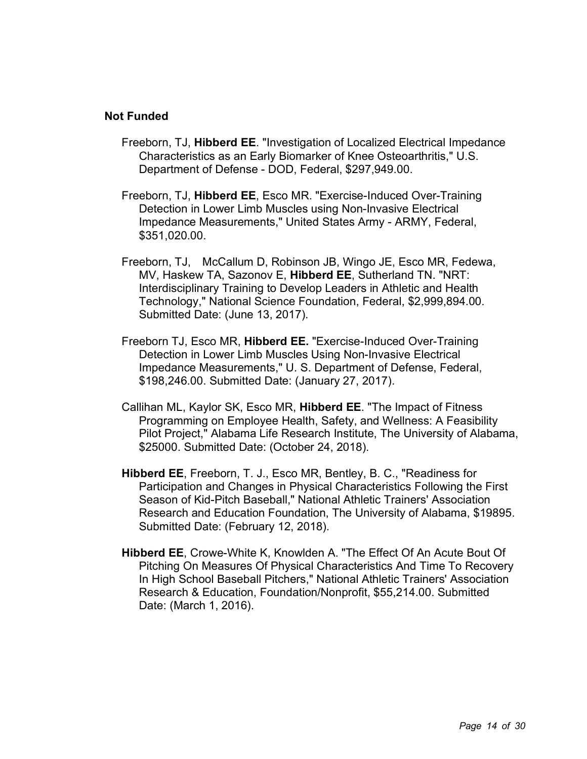**Not Funded**

Freeborn, TJ, **Hibberd EE**. "Investigation of Localized Electrical Impedance Characteristics as an Early Biomarker of Knee Osteoarthritis," U.S. Department of Defense - DOD, Federal, $297,949.00.

Freeborn, TJ, **Hibberd EE**, Esco MR. "Exercise-Induced Over-Training Detection in Lower Limb Muscles using Non-Invasive Electrical Impedance Measurements," United States Army - ARMY, Federal, $351,020.00.

Freeborn, TJ, McCallum D, Robinson JB, Wingo JE, Esco MR, Fedewa, MV, Haskew TA, Sazonov E, **Hibberd EE**, Sutherland TN. "NRT: Interdisciplinary Training to Develop Leaders in Athletic and Health Technology," National Science Foundation, Federal, $2,999,894.00. Submitted Date: (June 13, 2017).

Freeborn TJ, Esco MR, **Hibberd EE.** "Exercise-Induced Over-Training Detection in Lower Limb Muscles Using Non-Invasive Electrical Impedance Measurements," U. S. Department of Defense, Federal, $198,246.00. Submitted Date: (January 27, 2017).

Callihan ML, Kaylor SK, Esco MR, **Hibberd EE**. "The Impact of Fitness Programming on Employee Health, Safety, and Wellness: A Feasibility Pilot Project," Alabama Life Research Institute, The University of Alabama, $25000. Submitted Date: (October 24, 2018).

**Hibberd EE**, Freeborn, T. J., Esco MR, Bentley, B. C., "Readiness for Participation and Changes in Physical Characteristics Following the First Season of Kid-Pitch Baseball," National Athletic Trainers' Association Research and Education Foundation, The University of Alabama, $19895. Submitted Date: (February 12, 2018).

**Hibberd EE**, Crowe-White K, Knowlden A. "The Effect Of An Acute Bout Of Pitching On Measures Of Physical Characteristics And Time To Recovery In High School Baseball Pitchers," National Athletic Trainers' Association Research & Education, Foundation/Nonprofit, $55,214.00. Submitted Date: (March 1, 2016).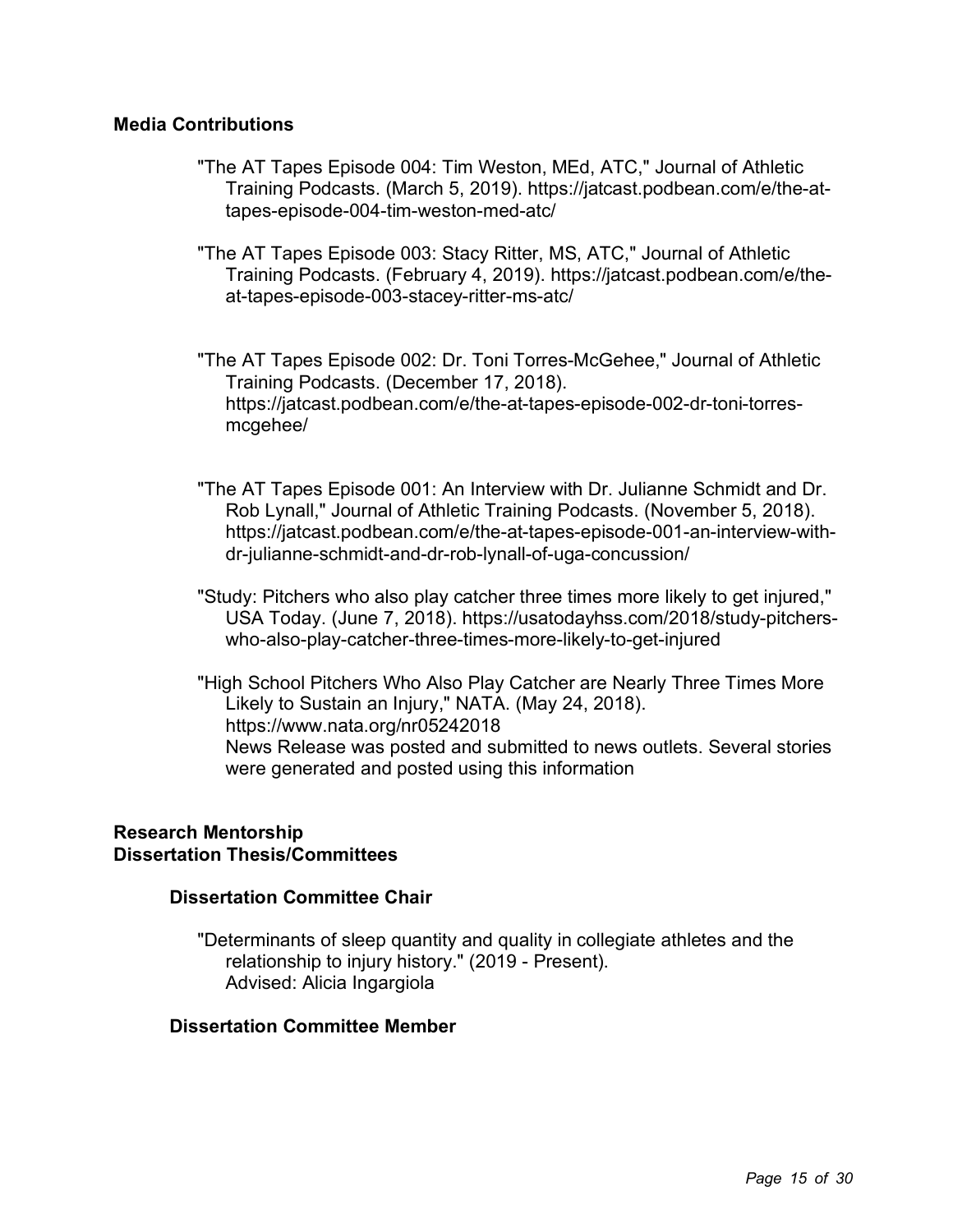## Media Contributions

"The AT Tapes Episode 004: Tim Weston, MEd, ATC," Journal of Athletic Training Podcasts. (March 5, 2019). https://jatcast.podbean.com/e/the-at-tapes-episode-004-tim-weston-med-atc/

"The AT Tapes Episode 003: Stacy Ritter, MS, ATC," Journal of Athletic Training Podcasts. (February 4, 2019). https://jatcast.podbean.com/e/the-at-tapes-episode-003-stacey-ritter-ms-atc/

"The AT Tapes Episode 002: Dr. Toni Torres-McGehee," Journal of Athletic Training Podcasts. (December 17, 2018). https://jatcast.podbean.com/e/the-at-tapes-episode-002-dr-toni-torres-mcgehee/

"The AT Tapes Episode 001: An Interview with Dr. Julianne Schmidt and Dr. Rob Lynall," Journal of Athletic Training Podcasts. (November 5, 2018). https://jatcast.podbean.com/e/the-at-tapes-episode-001-an-interview-with-dr-julianne-schmidt-and-dr-rob-lynall-of-uga-concussion/

"Study: Pitchers who also play catcher three times more likely to get injured," USA Today. (June 7, 2018). https://usatodayhss.com/2018/study-pitchers-who-also-play-catcher-three-times-more-likely-to-get-injured

"High School Pitchers Who Also Play Catcher are Nearly Three Times More Likely to Sustain an Injury," NATA. (May 24, 2018). https://www.nata.org/nr05242018
News Release was posted and submitted to news outlets. Several stories were generated and posted using this information

## Research Mentorship
## Dissertation Thesis/Committees

### Dissertation Committee Chair

"Determinants of sleep quantity and quality in collegiate athletes and the relationship to injury history." (2019 - Present).
Advised: Alicia Ingargiola

### Dissertation Committee Member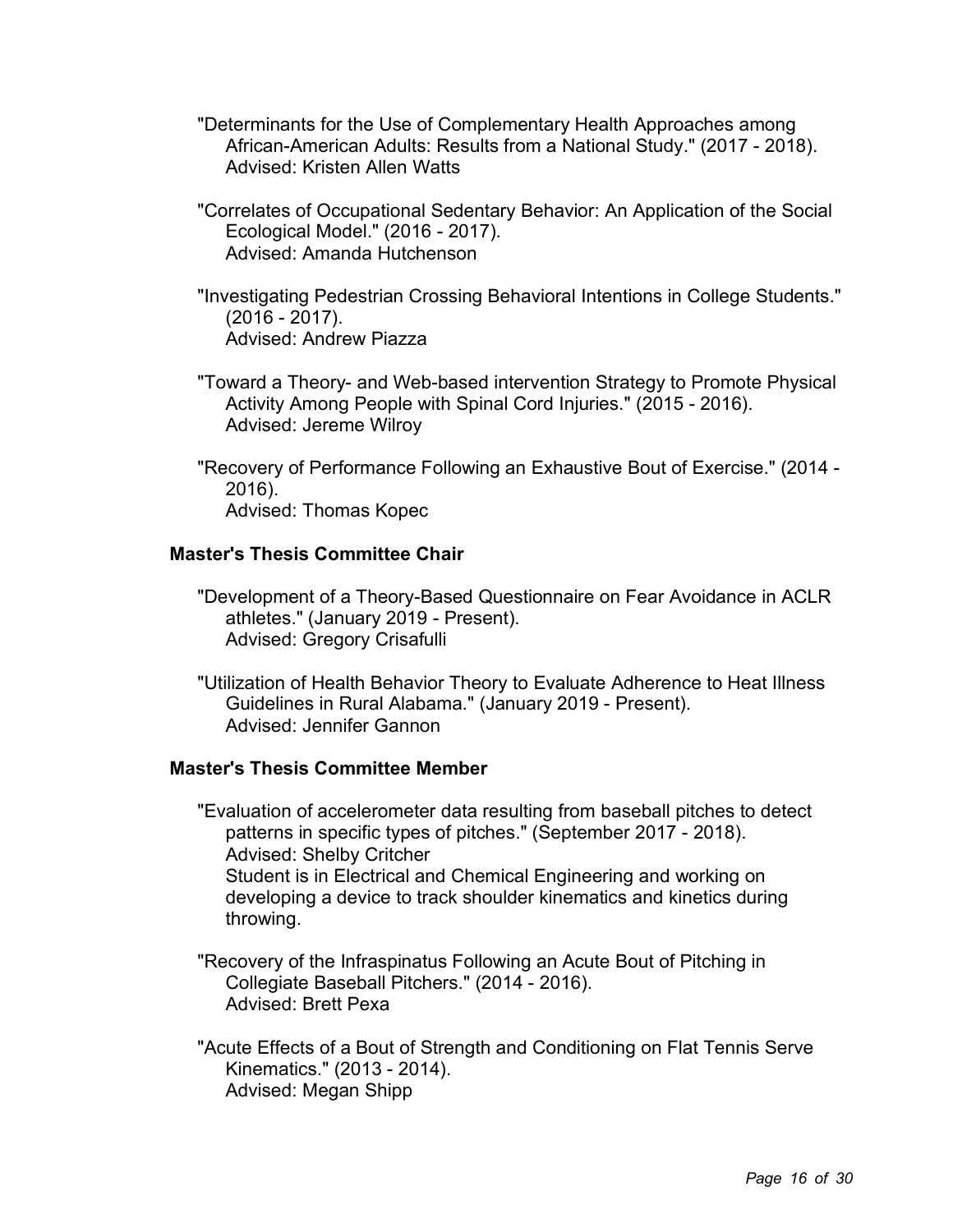"Determinants for the Use of Complementary Health Approaches among African-American Adults: Results from a National Study." (2017 - 2018).
Advised: Kristen Allen Watts

"Correlates of Occupational Sedentary Behavior: An Application of the Social Ecological Model." (2016 - 2017).
Advised: Amanda Hutchenson

"Investigating Pedestrian Crossing Behavioral Intentions in College Students." (2016 - 2017).
Advised: Andrew Piazza

"Toward a Theory- and Web-based intervention Strategy to Promote Physical Activity Among People with Spinal Cord Injuries." (2015 - 2016).
Advised: Jereme Wilroy

"Recovery of Performance Following an Exhaustive Bout of Exercise." (2014 - 2016).
Advised: Thomas Kopec

**Master's Thesis Committee Chair**

"Development of a Theory-Based Questionnaire on Fear Avoidance in ACLR athletes." (January 2019 - Present).
Advised: Gregory Crisafulli

"Utilization of Health Behavior Theory to Evaluate Adherence to Heat Illness Guidelines in Rural Alabama." (January 2019 - Present).
Advised: Jennifer Gannon

**Master's Thesis Committee Member**

"Evaluation of accelerometer data resulting from baseball pitches to detect patterns in specific types of pitches." (September 2017 - 2018).
Advised: Shelby Critcher
Student is in Electrical and Chemical Engineering and working on developing a device to track shoulder kinematics and kinetics during throwing.

"Recovery of the Infraspinatus Following an Acute Bout of Pitching in Collegiate Baseball Pitchers." (2014 - 2016).
Advised: Brett Pexa

"Acute Effects of a Bout of Strength and Conditioning on Flat Tennis Serve Kinematics." (2013 - 2014).
Advised: Megan Shipp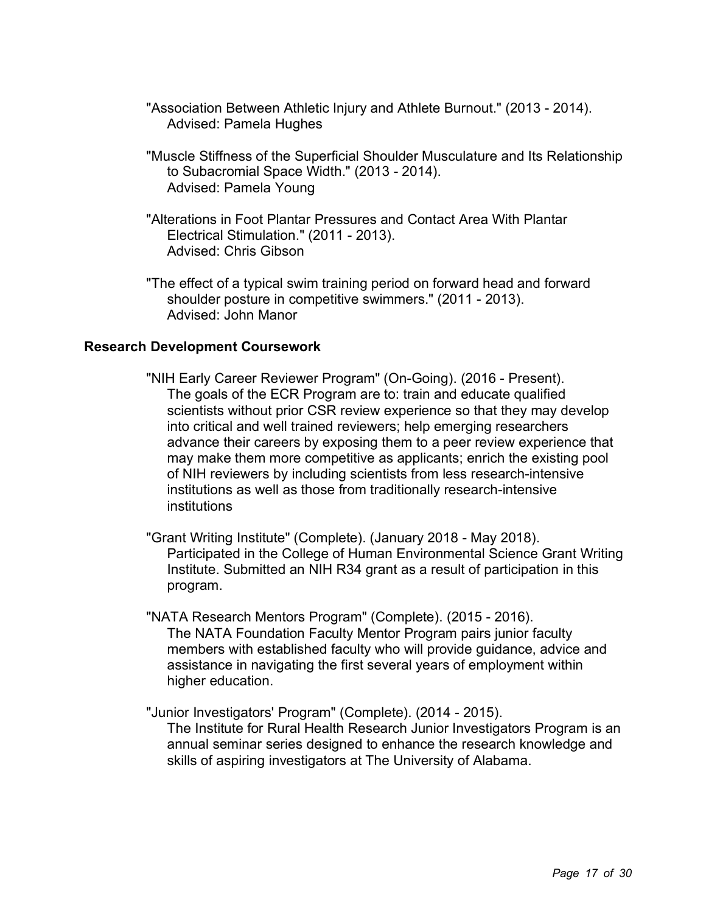"Association Between Athletic Injury and Athlete Burnout." (2013 - 2014).
Advised: Pamela Hughes

"Muscle Stiffness of the Superficial Shoulder Musculature and Its Relationship to Subacromial Space Width." (2013 - 2014).
Advised: Pamela Young

"Alterations in Foot Plantar Pressures and Contact Area With Plantar Electrical Stimulation." (2011 - 2013).
Advised: Chris Gibson

"The effect of a typical swim training period on forward head and forward shoulder posture in competitive swimmers." (2011 - 2013).
Advised: John Manor

### Research Development Coursework

"NIH Early Career Reviewer Program" (On-Going). (2016 - Present).
The goals of the ECR Program are to: train and educate qualified scientists without prior CSR review experience so that they may develop into critical and well trained reviewers; help emerging researchers advance their careers by exposing them to a peer review experience that may make them more competitive as applicants; enrich the existing pool of NIH reviewers by including scientists from less research-intensive institutions as well as those from traditionally research-intensive institutions

"Grant Writing Institute" (Complete). (January 2018 - May 2018).
Participated in the College of Human Environmental Science Grant Writing Institute. Submitted an NIH R34 grant as a result of participation in this program.

"NATA Research Mentors Program" (Complete). (2015 - 2016).
The NATA Foundation Faculty Mentor Program pairs junior faculty members with established faculty who will provide guidance, advice and assistance in navigating the first several years of employment within higher education.

"Junior Investigators' Program" (Complete). (2014 - 2015).
The Institute for Rural Health Research Junior Investigators Program is an annual seminar series designed to enhance the research knowledge and skills of aspiring investigators at The University of Alabama.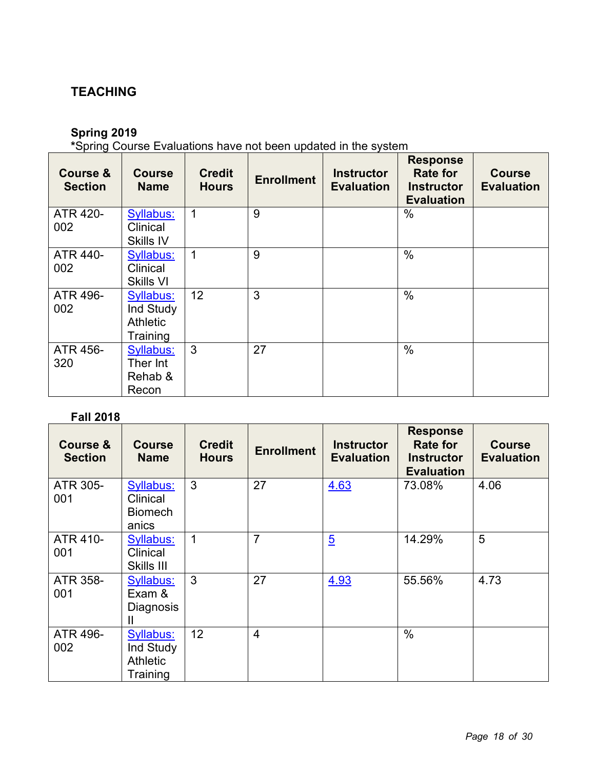## TEACHING

### Spring 2019

*Spring Course Evaluations have not been updated in the system

| Course & Section | Course Name | Credit Hours | Enrollment | Instructor Evaluation | Response Rate for Instructor Evaluation | Course Evaluation |
|---|---|---|---|---|---|---|
| ATR 420-002 | Syllabus: Clinical Skills IV | 1 | 9 | | % | |
| ATR 440-002 | Syllabus: Clinical Skills VI | 1 | 9 | | % | |
| ATR 496-002 | Syllabus: Ind Study Athletic Training | 12 | 3 | | % | |
| ATR 456-320 | Syllabus: Ther Int Rehab & Recon | 3 | 27 | | % | |

### Fall 2018

| Course & Section | Course Name | Credit Hours | Enrollment | Instructor Evaluation | Response Rate for Instructor Evaluation | Course Evaluation |
|---|---|---|---|---|---|---|
| ATR 305-001 | Syllabus: Clinical Biomechanics | 3 | 27 | 4.63 | 73.08% | 4.06 |
| ATR 410-001 | Syllabus: Clinical Skills III | 1 | 7 | 5 | 14.29% | 5 |
| ATR 358-001 | Syllabus: Exam & Diagnosis II | 3 | 27 | 4.93 | 55.56% | 4.73 |
| ATR 496-002 | Syllabus: Ind Study Athletic Training | 12 | 4 | | % | |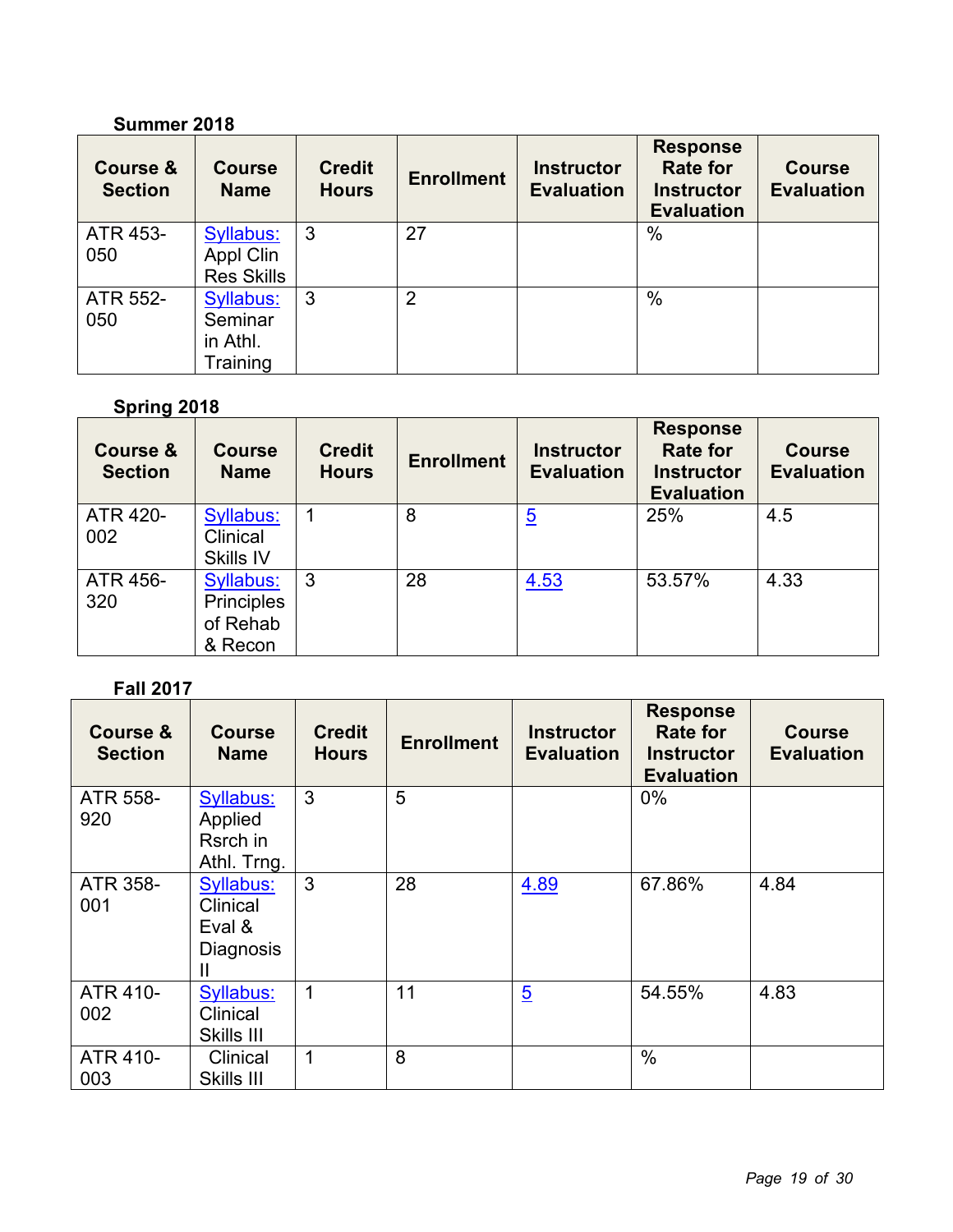**Summer 2018**

| Course & Section | Course Name | Credit Hours | Enrollment | Instructor Evaluation | Response Rate for Instructor Evaluation | Course Evaluation |
|---|---|---|---|---|---|---|
| ATR 453-050 | Syllabus: Appl Clin Res Skills | 3 | 27 | | % | |
| ATR 552-050 | Syllabus: Seminar in Athl. Training | 3 | 2 | | % | |

**Spring 2018**

| Course & Section | Course Name | Credit Hours | Enrollment | Instructor Evaluation | Response Rate for Instructor Evaluation | Course Evaluation |
|---|---|---|---|---|---|---|
| ATR 420-002 | Syllabus: Clinical Skills IV | 1 | 8 | 5 | 25% | 4.5 |
| ATR 456-320 | Syllabus: Principles of Rehab & Recon | 3 | 28 | 4.53 | 53.57% | 4.33 |

**Fall 2017**

| Course & Section | Course Name | Credit Hours | Enrollment | Instructor Evaluation | Response Rate for Instructor Evaluation | Course Evaluation |
|---|---|---|---|---|---|---|
| ATR 558-920 | Syllabus: Applied Rsrch in Athl. Trng. | 3 | 5 | | 0% | |
| ATR 358-001 | Syllabus: Clinical Eval & Diagnosis II | 3 | 28 | 4.89 | 67.86% | 4.84 |
| ATR 410-002 | Syllabus: Clinical Skills III | 1 | 11 | 5 | 54.55% | 4.83 |
| ATR 410-003 | Clinical Skills III | 1 | 8 | | % | |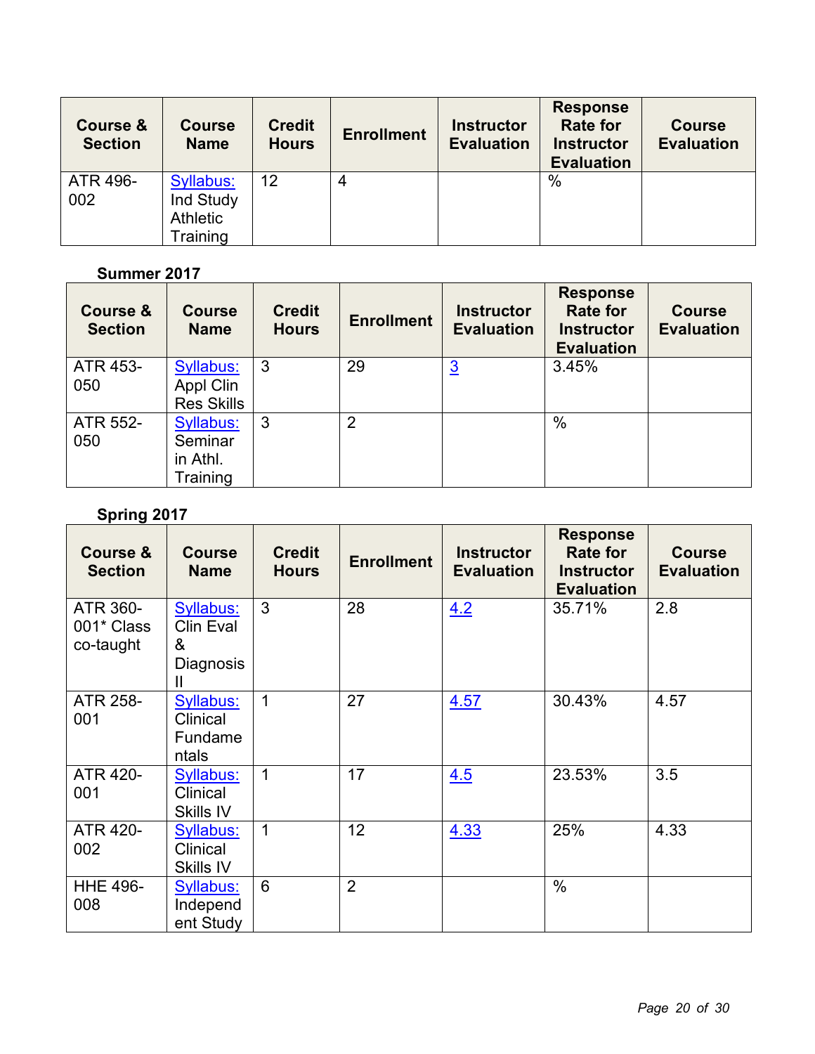| Course & Section | Course Name | Credit Hours | Enrollment | Instructor Evaluation | Response Rate for Instructor Evaluation | Course Evaluation |
| --- | --- | --- | --- | --- | --- | --- |
| ATR 496-002 | Syllabus: Ind Study Athletic Training | 12 | 4 | | % | |

**Summer 2017**

| Course & Section | Course Name | Credit Hours | Enrollment | Instructor Evaluation | Response Rate for Instructor Evaluation | Course Evaluation |
| --- | --- | --- | --- | --- | --- | --- |
| ATR 453-050 | Syllabus: Appl Clin Res Skills | 3 | 29 | 3 | 3.45% | |
| ATR 552-050 | Syllabus: Seminar in Athl. Training | 3 | 2 | | % | |

**Spring 2017**

| Course & Section | Course Name | Credit Hours | Enrollment | Instructor Evaluation | Response Rate for Instructor Evaluation | Course Evaluation |
| --- | --- | --- | --- | --- | --- | --- |
| ATR 360-001* Class co-taught | Syllabus: Clin Eval & Diagnosis II | 3 | 28 | 4.2 | 35.71% | 2.8 |
| ATR 258-001 | Syllabus: Clinical Fundamentals | 1 | 27 | 4.57 | 30.43% | 4.57 |
| ATR 420-001 | Syllabus: Clinical Skills IV | 1 | 17 | 4.5 | 23.53% | 3.5 |
| ATR 420-002 | Syllabus: Clinical Skills IV | 1 | 12 | 4.33 | 25% | 4.33 |
| HHE 496-008 | Syllabus: Independent Study | 6 | 2 | | % | |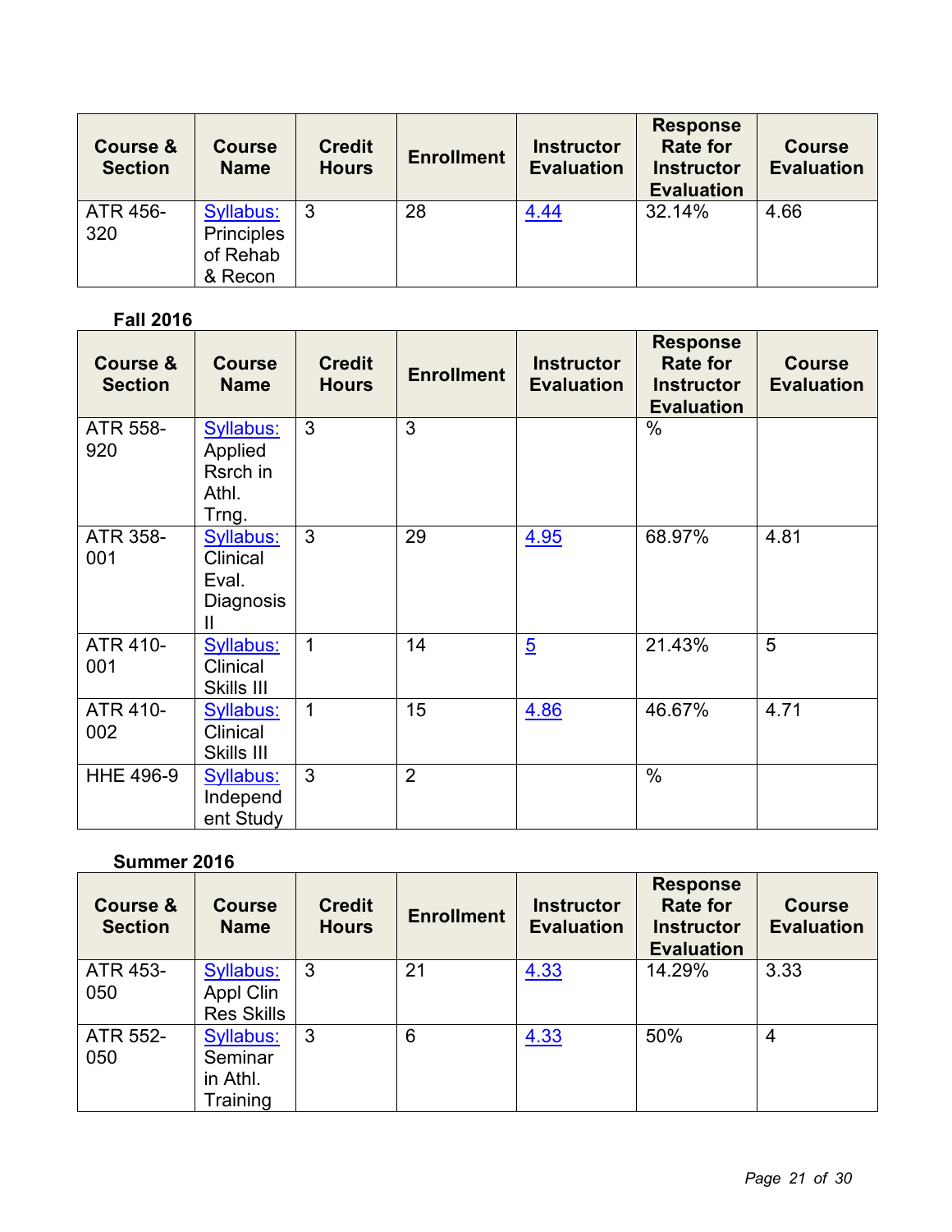| Course & Section | Course Name | Credit Hours | Enrollment | Instructor Evaluation | Response Rate for Instructor Evaluation | Course Evaluation |
|---|---|---|---|---|---|---|
| ATR 456-320 | Syllabus: Principles of Rehab & Recon | 3 | 28 | 4.44 | 32.14% | 4.66 |

**Fall 2016**

| Course & Section | Course Name | Credit Hours | Enrollment | Instructor Evaluation | Response Rate for Instructor Evaluation | Course Evaluation |
|---|---|---|---|---|---|---|
| ATR 558-920 | Syllabus: Applied Rsrch in Athl. Trng. | 3 | 3 | | % | |
| ATR 358-001 | Syllabus: Clinical Eval. Diagnosis II | 3 | 29 | 4.95 | 68.97% | 4.81 |
| ATR 410-001 | Syllabus: Clinical Skills III | 1 | 14 | 5 | 21.43% | 5 |
| ATR 410-002 | Syllabus: Clinical Skills III | 1 | 15 | 4.86 | 46.67% | 4.71 |
| HHE 496-9 | Syllabus: Independent Study | 3 | 2 | | % | |

**Summer 2016**

| Course & Section | Course Name | Credit Hours | Enrollment | Instructor Evaluation | Response Rate for Instructor Evaluation | Course Evaluation |
|---|---|---|---|---|---|---|
| ATR 453-050 | Syllabus: Appl Clin Res Skills | 3 | 21 | 4.33 | 14.29% | 3.33 |
| ATR 552-050 | Syllabus: Seminar in Athl. Training | 3 | 6 | 4.33 | 50% | 4 |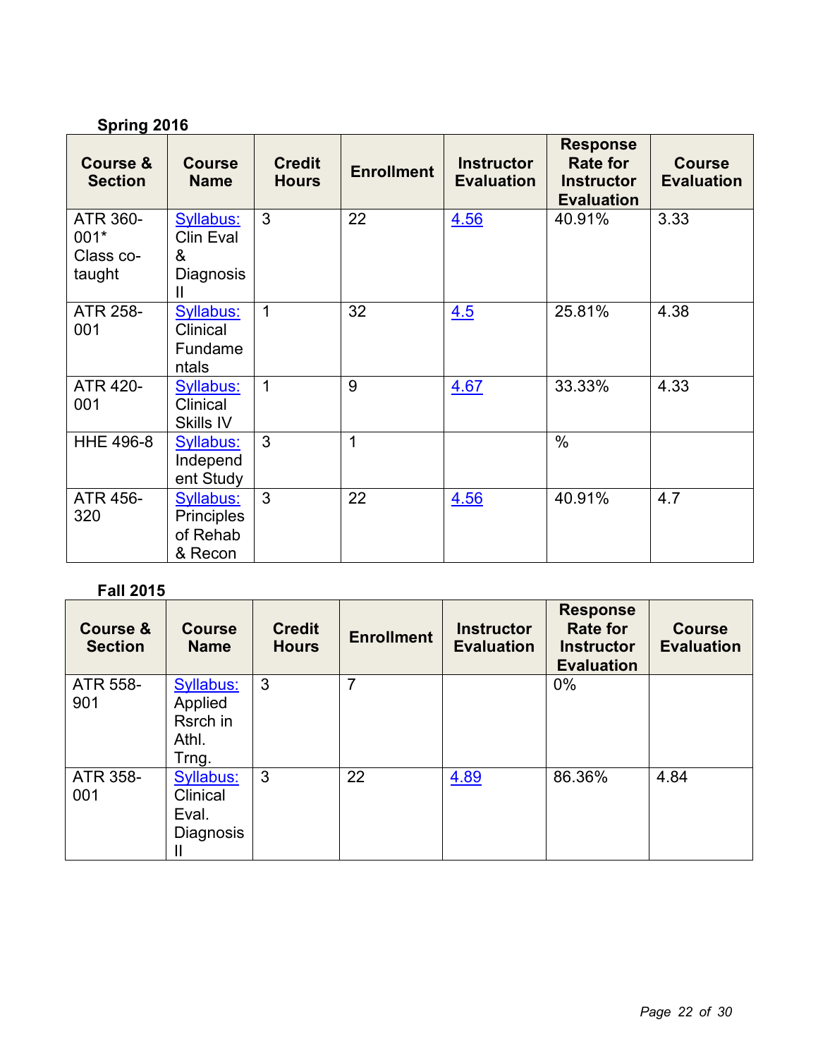**Spring 2016**

| Course & Section | Course Name | Credit Hours | Enrollment | Instructor Evaluation | Response Rate for Instructor Evaluation | Course Evaluation |
|---|---|---|---|---|---|---|
| ATR 360-001* Class co-taught | Syllabus: Clin Eval & Diagnosis II | 3 | 22 | 4.56 | 40.91% | 3.33 |
| ATR 258-001 | Syllabus: Clinical Fundamentals | 1 | 32 | 4.5 | 25.81% | 4.38 |
| ATR 420-001 | Syllabus: Clinical Skills IV | 1 | 9 | 4.67 | 33.33% | 4.33 |
| HHE 496-8 | Syllabus: Independent Study | 3 | 1 | | % | |
| ATR 456-320 | Syllabus: Principles of Rehab & Recon | 3 | 22 | 4.56 | 40.91% | 4.7 |

**Fall 2015**

| Course & Section | Course Name | Credit Hours | Enrollment | Instructor Evaluation | Response Rate for Instructor Evaluation | Course Evaluation |
|---|---|---|---|---|---|---|
| ATR 558-901 | Syllabus: Applied Rsrch in Athl. Trng. | 3 | 7 | | 0% | |
| ATR 358-001 | Syllabus: Clinical Eval. Diagnosis II | 3 | 22 | 4.89 | 86.36% | 4.84 |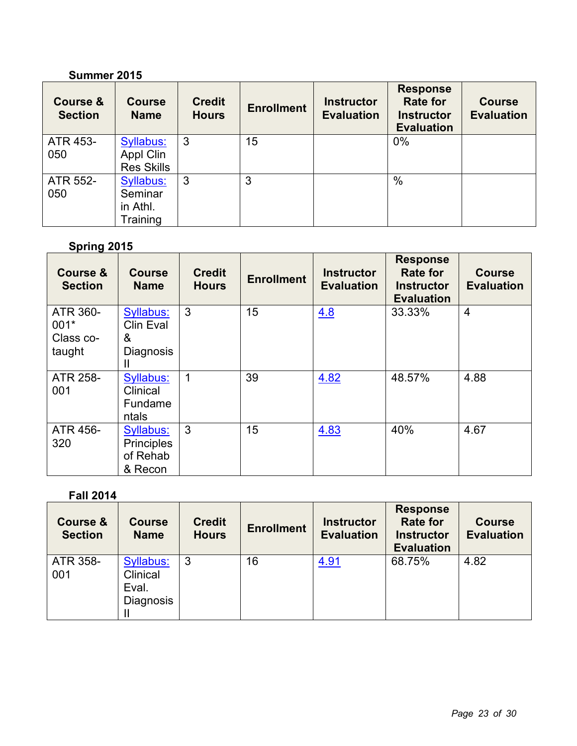**Summer 2015**

| Course & Section | Course Name | Credit Hours | Enrollment | Instructor Evaluation | Response Rate for Instructor Evaluation | Course Evaluation |
|---|---|---|---|---|---|---|
| ATR 453-050 | Syllabus: Appl Clin Res Skills | 3 | 15 | | 0% | |
| ATR 552-050 | Syllabus: Seminar in Athl. Training | 3 | 3 | | % | |

**Spring 2015**

| Course & Section | Course Name | Credit Hours | Enrollment | Instructor Evaluation | Response Rate for Instructor Evaluation | Course Evaluation |
|---|---|---|---|---|---|---|
| ATR 360-001* Class co-taught | Syllabus: Clin Eval & Diagnosis II | 3 | 15 | 4.8 | 33.33% | 4 |
| ATR 258-001 | Syllabus: Clinical Fundamentals | 1 | 39 | 4.82 | 48.57% | 4.88 |
| ATR 456-320 | Syllabus: Principles of Rehab & Recon | 3 | 15 | 4.83 | 40% | 4.67 |

**Fall 2014**

| Course & Section | Course Name | Credit Hours | Enrollment | Instructor Evaluation | Response Rate for Instructor Evaluation | Course Evaluation |
|---|---|---|---|---|---|---|
| ATR 358-001 | Syllabus: Clinical Eval. Diagnosis II | 3 | 16 | 4.91 | 68.75% | 4.82 |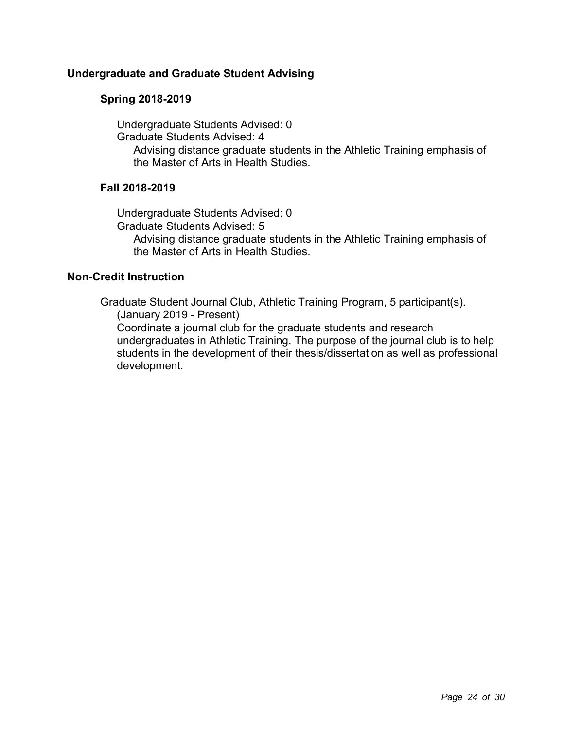## Undergraduate and Graduate Student Advising

### Spring 2018-2019

Undergraduate Students Advised: 0
Graduate Students Advised: 4
Advising distance graduate students in the Athletic Training emphasis of the Master of Arts in Health Studies.

### Fall 2018-2019

Undergraduate Students Advised: 0
Graduate Students Advised: 5
Advising distance graduate students in the Athletic Training emphasis of the Master of Arts in Health Studies.

## Non-Credit Instruction

Graduate Student Journal Club, Athletic Training Program, 5 participant(s). (January 2019 - Present)
Coordinate a journal club for the graduate students and research undergraduates in Athletic Training. The purpose of the journal club is to help students in the development of their thesis/dissertation as well as professional development.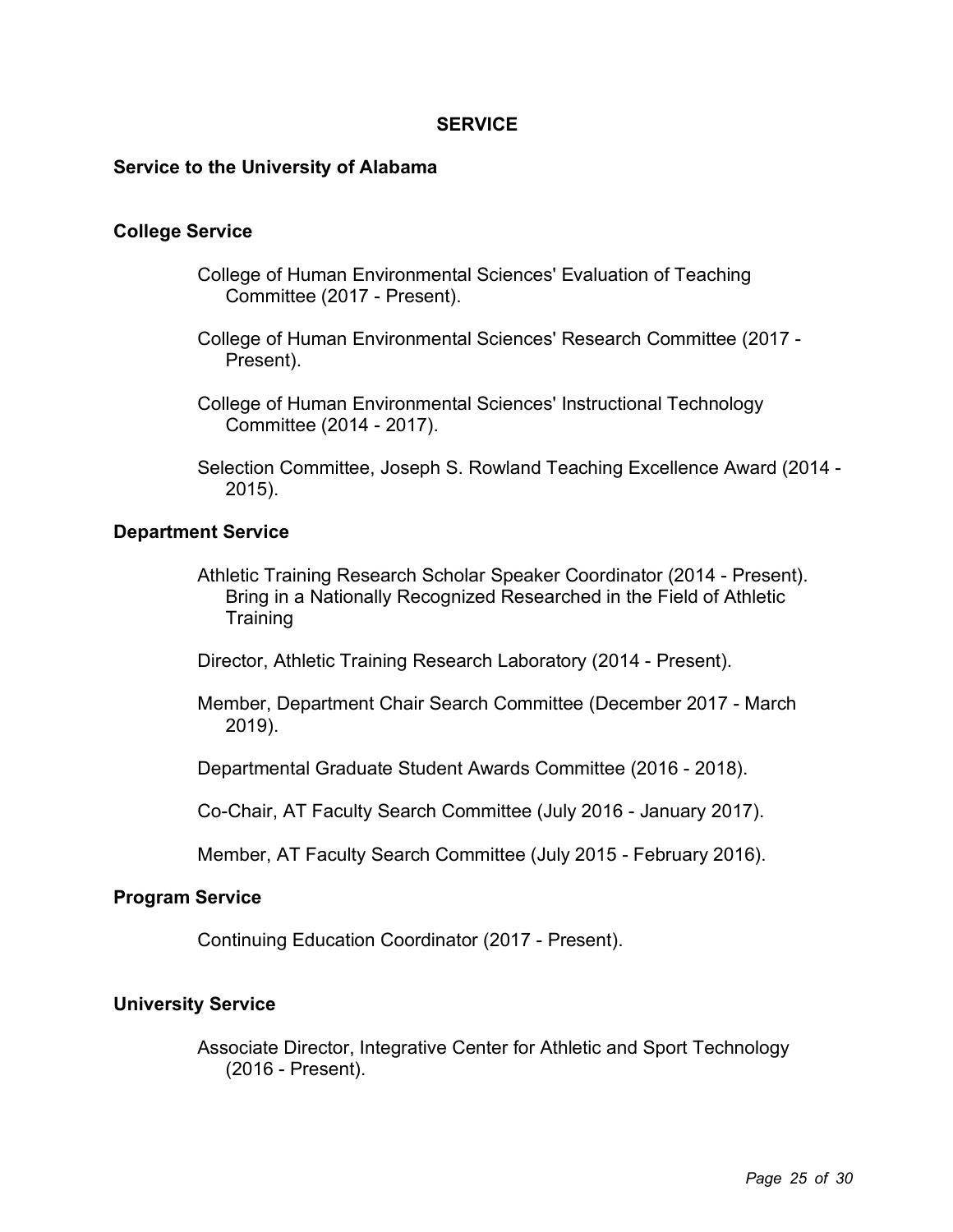# SERVICE

## Service to the University of Alabama

### College Service

College of Human Environmental Sciences' Evaluation of Teaching Committee (2017 - Present).

College of Human Environmental Sciences' Research Committee (2017 - Present).

College of Human Environmental Sciences' Instructional Technology Committee (2014 - 2017).

Selection Committee, Joseph S. Rowland Teaching Excellence Award (2014 - 2015).

### Department Service

Athletic Training Research Scholar Speaker Coordinator (2014 - Present). Bring in a Nationally Recognized Researched in the Field of Athletic Training

Director, Athletic Training Research Laboratory (2014 - Present).

Member, Department Chair Search Committee (December 2017 - March 2019).

Departmental Graduate Student Awards Committee (2016 - 2018).

Co-Chair, AT Faculty Search Committee (July 2016 - January 2017).

Member, AT Faculty Search Committee (July 2015 - February 2016).

### Program Service

Continuing Education Coordinator (2017 - Present).

### University Service

Associate Director, Integrative Center for Athletic and Sport Technology (2016 - Present).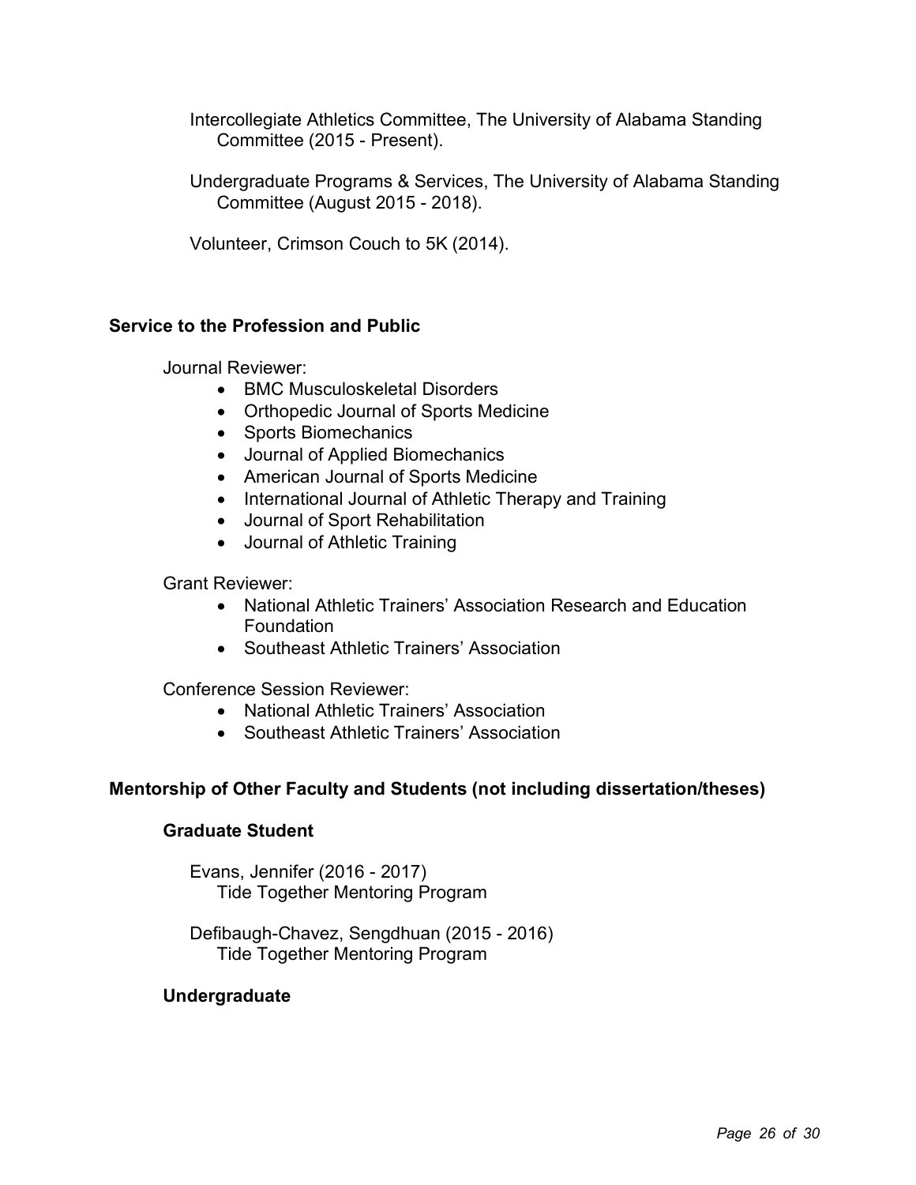Intercollegiate Athletics Committee, The University of Alabama Standing Committee (2015 - Present).

Undergraduate Programs & Services, The University of Alabama Standing Committee (August 2015 - 2018).

Volunteer, Crimson Couch to 5K (2014).

## Service to the Profession and Public

Journal Reviewer:

- BMC Musculoskeletal Disorders
- Orthopedic Journal of Sports Medicine
- Sports Biomechanics
- Journal of Applied Biomechanics
- American Journal of Sports Medicine
- International Journal of Athletic Therapy and Training
- Journal of Sport Rehabilitation
- Journal of Athletic Training

Grant Reviewer:

- National Athletic Trainers' Association Research and Education Foundation
- Southeast Athletic Trainers' Association

Conference Session Reviewer:

- National Athletic Trainers' Association
- Southeast Athletic Trainers' Association

## Mentorship of Other Faculty and Students (not including dissertation/theses)

### Graduate Student

Evans, Jennifer (2016 - 2017)
Tide Together Mentoring Program

Defibaugh-Chavez, Sengdhuan (2015 - 2016)
Tide Together Mentoring Program

### Undergraduate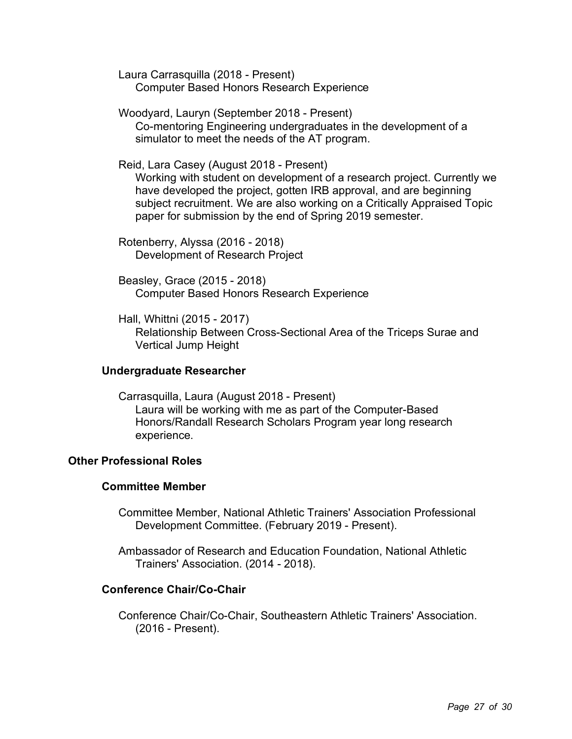Laura Carrasquilla (2018 - Present)
Computer Based Honors Research Experience

Woodyard, Lauryn (September 2018 - Present)
Co-mentoring Engineering undergraduates in the development of a simulator to meet the needs of the AT program.

Reid, Lara Casey (August 2018 - Present)
Working with student on development of a research project. Currently we have developed the project, gotten IRB approval, and are beginning subject recruitment. We are also working on a Critically Appraised Topic paper for submission by the end of Spring 2019 semester.

Rotenberry, Alyssa (2016 - 2018)
Development of Research Project

Beasley, Grace (2015 - 2018)
Computer Based Honors Research Experience

Hall, Whittni (2015 - 2017)
Relationship Between Cross-Sectional Area of the Triceps Surae and Vertical Jump Height

### Undergraduate Researcher

Carrasquilla, Laura (August 2018 - Present)
Laura will be working with me as part of the Computer-Based Honors/Randall Research Scholars Program year long research experience.

## Other Professional Roles

### Committee Member

Committee Member, National Athletic Trainers' Association Professional Development Committee. (February 2019 - Present).

Ambassador of Research and Education Foundation, National Athletic Trainers' Association. (2014 - 2018).

### Conference Chair/Co-Chair

Conference Chair/Co-Chair, Southeastern Athletic Trainers' Association. (2016 - Present).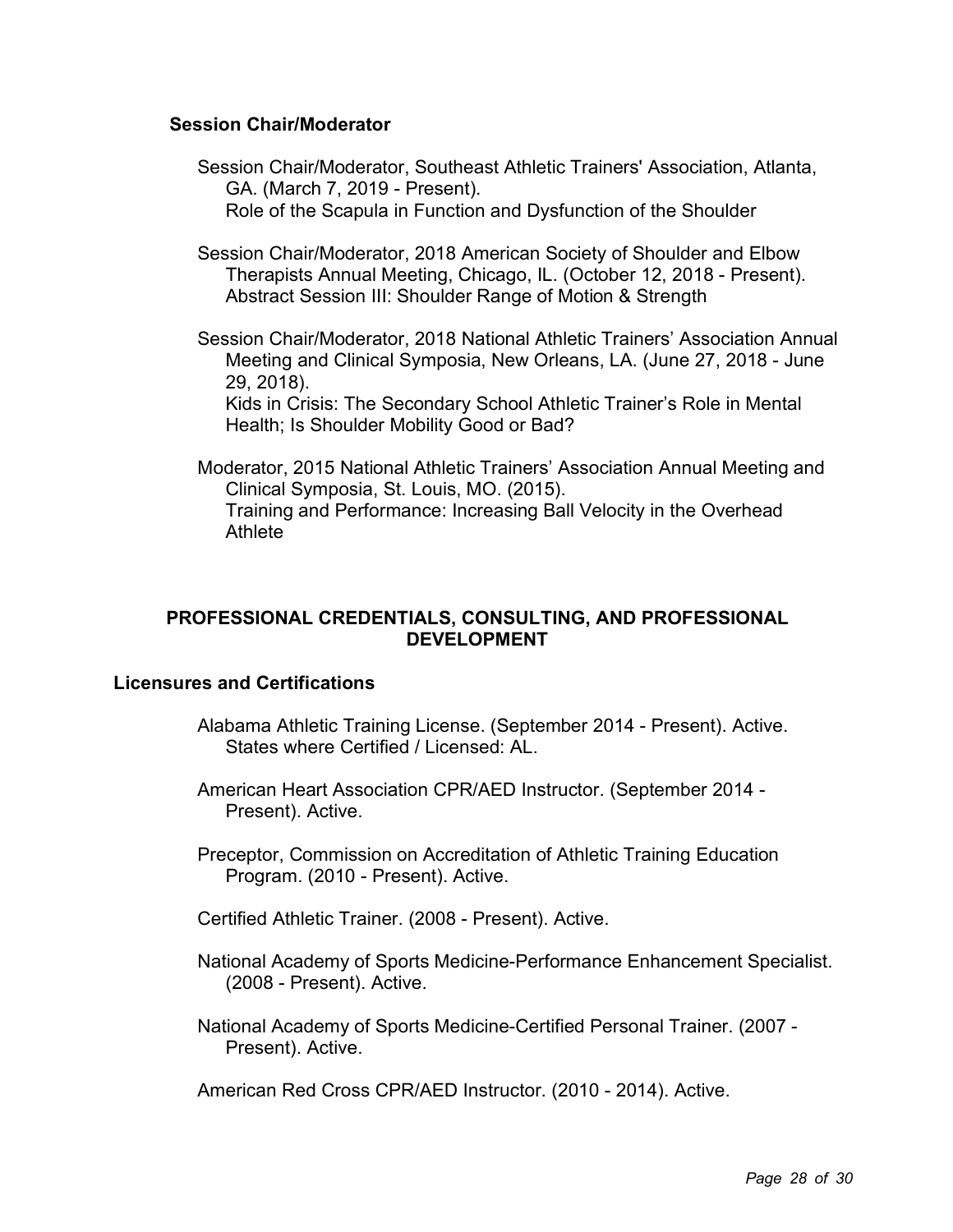### Session Chair/Moderator

Session Chair/Moderator, Southeast Athletic Trainers' Association, Atlanta, GA. (March 7, 2019 - Present).
Role of the Scapula in Function and Dysfunction of the Shoulder

Session Chair/Moderator, 2018 American Society of Shoulder and Elbow Therapists Annual Meeting, Chicago, IL. (October 12, 2018 - Present).
Abstract Session III: Shoulder Range of Motion & Strength

Session Chair/Moderator, 2018 National Athletic Trainers' Association Annual Meeting and Clinical Symposia, New Orleans, LA. (June 27, 2018 - June 29, 2018).
Kids in Crisis: The Secondary School Athletic Trainer's Role in Mental Health; Is Shoulder Mobility Good or Bad?

Moderator, 2015 National Athletic Trainers' Association Annual Meeting and Clinical Symposia, St. Louis, MO. (2015).
Training and Performance: Increasing Ball Velocity in the Overhead Athlete

## PROFESSIONAL CREDENTIALS, CONSULTING, AND PROFESSIONAL DEVELOPMENT

### Licensures and Certifications

Alabama Athletic Training License. (September 2014 - Present). Active.
States where Certified / Licensed: AL.

American Heart Association CPR/AED Instructor. (September 2014 - Present). Active.

Preceptor, Commission on Accreditation of Athletic Training Education Program. (2010 - Present). Active.

Certified Athletic Trainer. (2008 - Present). Active.

National Academy of Sports Medicine-Performance Enhancement Specialist. (2008 - Present). Active.

National Academy of Sports Medicine-Certified Personal Trainer. (2007 - Present). Active.

American Red Cross CPR/AED Instructor. (2010 - 2014). Active.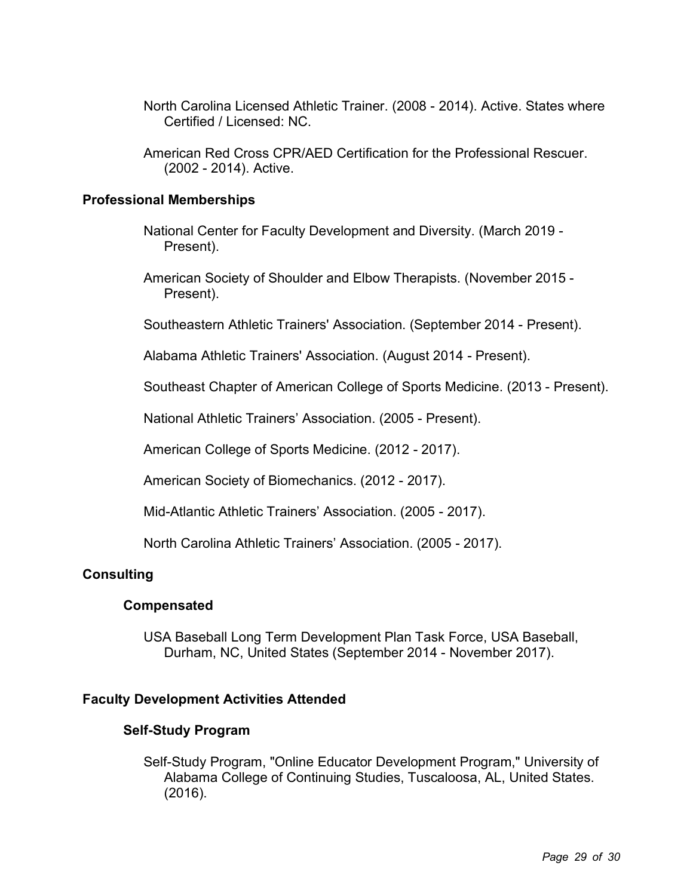North Carolina Licensed Athletic Trainer. (2008 - 2014). Active. States where Certified / Licensed: NC.

American Red Cross CPR/AED Certification for the Professional Rescuer. (2002 - 2014). Active.

## Professional Memberships

National Center for Faculty Development and Diversity. (March 2019 - Present).

American Society of Shoulder and Elbow Therapists. (November 2015 - Present).

Southeastern Athletic Trainers' Association. (September 2014 - Present).

Alabama Athletic Trainers' Association. (August 2014 - Present).

Southeast Chapter of American College of Sports Medicine. (2013 - Present).

National Athletic Trainers' Association. (2005 - Present).

American College of Sports Medicine. (2012 - 2017).

American Society of Biomechanics. (2012 - 2017).

Mid-Atlantic Athletic Trainers' Association. (2005 - 2017).

North Carolina Athletic Trainers' Association. (2005 - 2017).

## Consulting

### Compensated

USA Baseball Long Term Development Plan Task Force, USA Baseball, Durham, NC, United States (September 2014 - November 2017).

## Faculty Development Activities Attended

### Self-Study Program

Self-Study Program, "Online Educator Development Program," University of Alabama College of Continuing Studies, Tuscaloosa, AL, United States. (2016).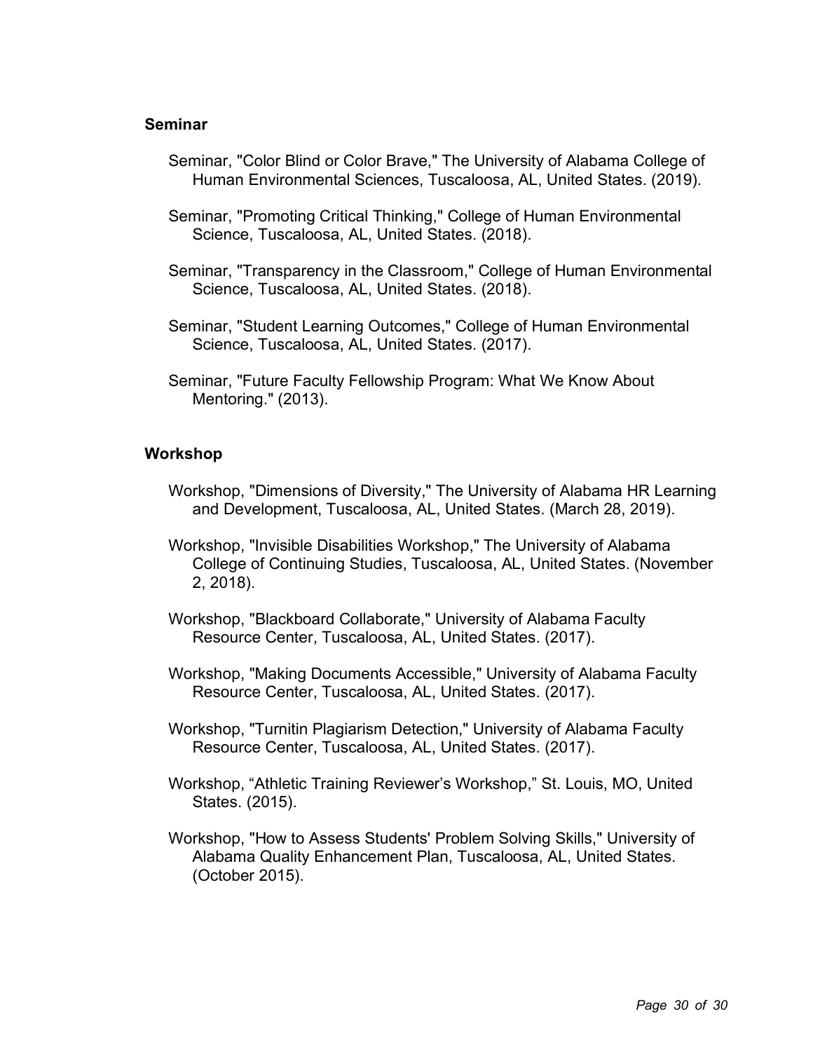### Seminar

Seminar, "Color Blind or Color Brave," The University of Alabama College of Human Environmental Sciences, Tuscaloosa, AL, United States. (2019).

Seminar, "Promoting Critical Thinking," College of Human Environmental Science, Tuscaloosa, AL, United States. (2018).

Seminar, "Transparency in the Classroom," College of Human Environmental Science, Tuscaloosa, AL, United States. (2018).

Seminar, "Student Learning Outcomes," College of Human Environmental Science, Tuscaloosa, AL, United States. (2017).

Seminar, "Future Faculty Fellowship Program: What We Know About Mentoring." (2013).

### Workshop

Workshop, "Dimensions of Diversity," The University of Alabama HR Learning and Development, Tuscaloosa, AL, United States. (March 28, 2019).

Workshop, "Invisible Disabilities Workshop," The University of Alabama College of Continuing Studies, Tuscaloosa, AL, United States. (November 2, 2018).

Workshop, "Blackboard Collaborate," University of Alabama Faculty Resource Center, Tuscaloosa, AL, United States. (2017).

Workshop, "Making Documents Accessible," University of Alabama Faculty Resource Center, Tuscaloosa, AL, United States. (2017).

Workshop, "Turnitin Plagiarism Detection," University of Alabama Faculty Resource Center, Tuscaloosa, AL, United States. (2017).

Workshop, "Athletic Training Reviewer's Workshop," St. Louis, MO, United States. (2015).

Workshop, "How to Assess Students' Problem Solving Skills," University of Alabama Quality Enhancement Plan, Tuscaloosa, AL, United States. (October 2015).